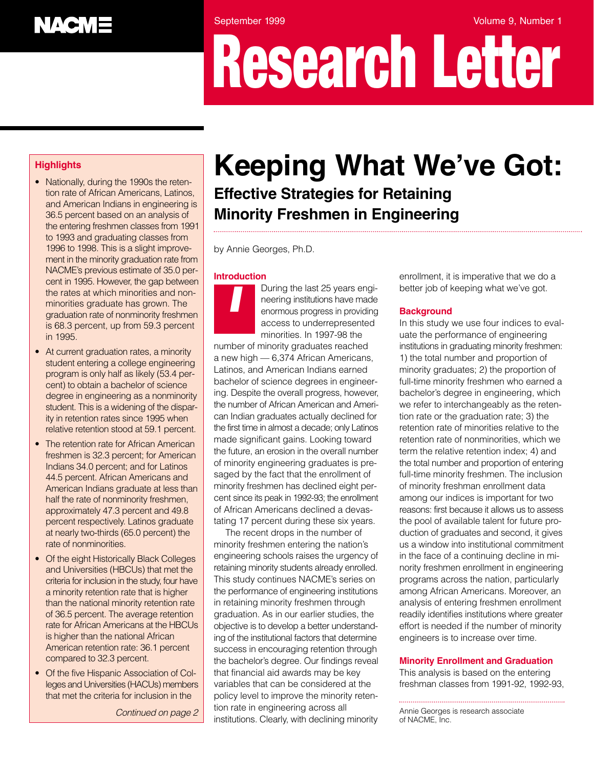# Research Letter

# Keeping What We've Got:

## Effective Strategies for Retaining Minority Freshmen in Engineering

by Annie Georges, Ph.D.

### Highlights

- Nationally, during the 1990s the retention rate of African Americans, Latinos, and American Indians in engineering is 36.5 percent based on an analysis of the entering freshmen classes from 1991 to 1993 and graduating classes from 1996 to 1998. This is a slight improvement in the minority graduation rate from NACME's previous estimate of 35.0 percent in 1995. However, the gap between the rates at which minorities and nonminorities graduate has grown. The graduation rate of nonminority freshmen is 68.3 percent, up from 59.3 percent in 1995.
- At current graduation rates, a minority student entering a college engineering program is only half as likely (53.4 percent) to obtain a bachelor of science degree in engineering as a nonminority student. This is a widening of the disparity in retention rates since 1995 when relative retention stood at 59.1 percent.
- The retention rate for African American freshmen is 32.3 percent; for American Indians 34.0 percent; and for Latinos 44.5 percent. African Americans and American Indians graduate at less than half the rate of nonminority freshmen, approximately 47.3 percent and 49.8 percent respectively. Latinos graduate at nearly two-thirds (65.0 percent) the rate of nonminorities.
- Of the eight Historically Black Colleges and Universities (HBCUs) that met the criteria for inclusion in the study, four have a minority retention rate that is higher than the national minority retention rate of 36.5 percent. The average retention rate for African Americans at the HBCUs is higher than the national African American retention rate: 36.1 percent compared to 32.3 percent.
- Of the five Hispanic Association of Colleges and Universities (HACUs) members that met the criteria for inclusion in the

*Continued on page 2*

### Introduction

During the last 25 years engineering institutions have made enormous progress in providing access to underrepresented minorities. In 1997-98 the number of minority graduates reached a new high — 6,374 African Americans, Latinos, and American Indians earned bachelor of science degrees in engineering. Despite the overall progress, however, the number of African American and American Indian graduates actually declined for the first time in almost a decade; only Latinos made significant gains. Looking toward the future, an erosion in the overall number of minority engineering graduates is presaged by the fact that the enrollment of minority freshmen has declined eight percent since its peak in 1992-93; the enrollment of African Americans declined a devastating 17 percent during these six years.

The recent drops in the number of minority freshmen entering the nation's engineering schools raises the urgency of retaining minority students already enrolled. This study continues NACME's series on the performance of engineering institutions in retaining minority freshmen through graduation. As in our earlier studies, the objective is to develop a better understanding of the institutional factors that determine success in encouraging retention through the bachelor's degree. Our findings reveal that financial aid awards may be key variables that can be considered at the policy level to improve the minority retention rate in engineering across all institutions. Clearly, with declining minority enrollment, it is imperative that we do a better job of keeping what we've got.

### Background

In this study we use four indices to evaluate the performance of engineering institutions in graduating minority freshmen: 1) the total number and proportion of minority graduates; 2) the proportion of full-time minority freshmen who earned a bachelor's degree in engineering, which we refer to interchangeably as the retention rate or the graduation rate; 3) the retention rate of minorities relative to the retention rate of nonminorities, which we term the relative retention index; 4) and the total number and proportion of entering full-time minority freshmen. The inclusion of minority freshman enrollment data among our indices is important for two reasons: first because it allows us to assess the pool of available talent for future production of graduates and second, it gives us a window into institutional commitment in the face of a continuing decline in minority freshmen enrollment in engineering programs across the nation, particularly among African Americans. Moreover, an analysis of entering freshmen enrollment readily identifies institutions where greater effort is needed if the number of minority engineers is to increase over time.

### Minority Enrollment and Graduation

This analysis is based on the entering freshman classes from 1991-92, 1992-93,

---

Annie Georges is research associate of NACME, Inc.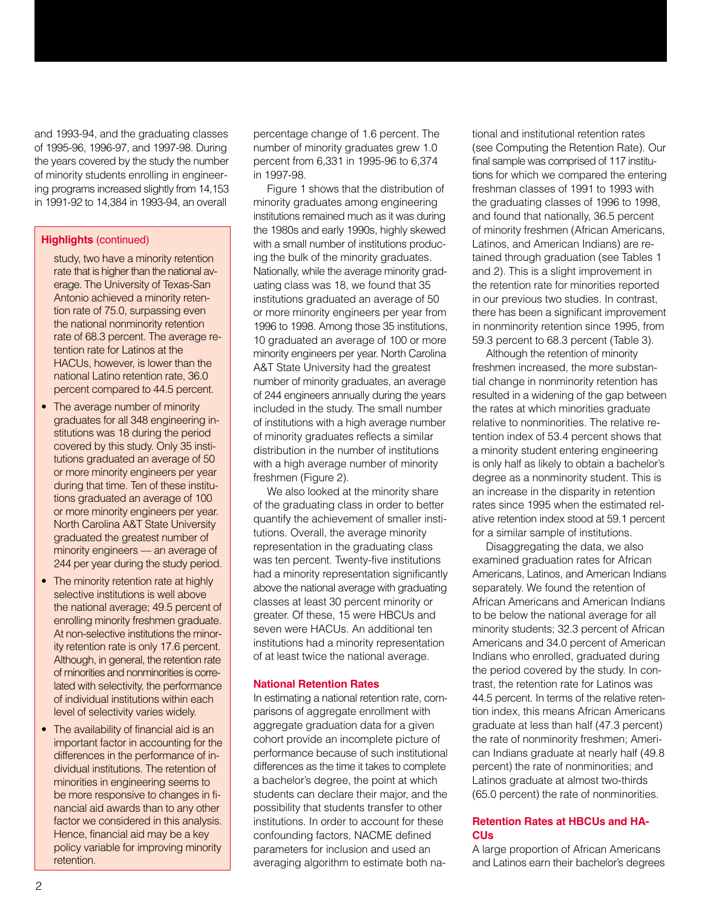and 1993-94, and the graduating classes of 1995-96, 1996-97, and 1997-98. During the years covered by the study the number of minority students enrolling in engineering programs increased slightly from 14,153 in 1991-92 to 14,384 in 1993-94, an overall percentage change of 1.6 percent. The number of minority graduates grew 1.0 percent from 6,331 in 1995-96 to 6,374 in 1997-98.

Figure 1 shows that the distribution of minority graduates among engineering institutions remained much as it was during the 1980s and early 1990s, highly skewed with a small number of institutions producing the bulk of the minority graduates. Nationally, while the average minority graduating class was 18, we found that 35 institutions graduated an average of 50 or more minority engineers per year from 1996 to 1998. Among those 35 institutions, 10 graduated an average of 100 or more minority engineers per year. North Carolina A&T State University had the greatest number of minority graduates, an average of 244 engineers annually during the years included in the study. The small number of institutions with a high average number of minority graduates reflects a similar distribution in the number of institutions with a high average number of minority freshmen (Figure 2).

We also looked at the minority share of the graduating class in order to better quantify the achievement of smaller institutions. Overall, the average minority representation in the graduating class was ten percent. Twenty-five institutions had a minority representation significantly above the national average with graduating classes at least 30 percent minority or greater. Of these, 15 were HBCUs and seven were HACUs. An additional ten institutions had a minority representation of at least twice the national average.

**Highlights** (continued)

study, two have a minority retention rate that is higher than the national average. The University of Texas-San Antonio achieved a minority retention rate of 75.0, surpassing even the national nonminority retention rate of 68.3 percent. The average retention rate for Latinos at the HACUs, however, is lower than the national Latino retention rate, 36.0 percent compared to 44.5 percent.

- The average number of minority graduates for all 348 engineering institutions was 18 during the period covered by this study. Only 35 institutions graduated an average of 50 or more minority engineers per year during that time. Ten of these institutions graduated an average of 100 or more minority engineers per year. North Carolina A&T State University graduated the greatest number of minority engineers — an average of 244 per year during the study period.
- The minority retention rate at highly selective institutions is well above the national average; 49.5 percent of enrolling minority freshmen graduate. At non-selective institutions the minority retention rate is only 17.6 percent. Although, in general, the retention rate of minorities and nonminorities is correlated with selectivity, the performance of individual institutions within each level of selectivity varies widely.
- The availability of financial aid is an important factor in accounting for the differences in the performance of individual institutions. The retention of minorities in engineering seems to be more responsive to changes in financial aid awards than to any other factor we considered in this analysis. Hence, financial aid may be a key policy variable for improving minority retention.

## National Retention Rates

In estimating a national retention rate, comparisons of aggregate enrollment with aggregate graduation data for a given cohort provide an incomplete picture of performance because of such institutional differences as the time it takes to complete a bachelor's degree, the point at which students can declare their major, and the possibility that students transfer to other institutions. In order to account for these confounding factors, NACME defined parameters for inclusion and used an averaging algorithm to estimate both national and institutional retention rates (see Computing the Retention Rate). Our final sample was comprised of 117 institutions for which we compared the entering freshman classes of 1991 to 1993 with the graduating classes of 1996 to 1998, and found that nationally, 36.5 percent of minority freshmen (African Americans, Latinos, and American Indians) are retained through graduation (see Tables 1 and 2). This is a slight improvement in the retention rate for minorities reported in our previous two studies. In contrast, there has been a significant improvement in nonminority retention since 1995, from 59.3 percent to 68.3 percent (Table 3).

Although the retention of minority freshmen increased, the more substantial change in nonminority retention has resulted in a widening of the gap between the rates at which minorities graduate relative to nonminorities. The relative retention index of 53.4 percent shows that a minority student entering engineering is only half as likely to obtain a bachelor's degree as a nonminority student. This is an increase in the disparity in retention rates since 1995 when the estimated relative retention index stood at 59.1 percent for a similar sample of institutions.

Disaggregating the data, we also examined graduation rates for African Americans, Latinos, and American Indians separately. We found the retention of African Americans and American Indians to be below the national average for all minority students; 32.3 percent of African Americans and 34.0 percent of American Indians who enrolled, graduated during the period covered by the study. In contrast, the retention rate for Latinos was 44.5 percent. In terms of the relative retention index, this means African Americans graduate at less than half (47.3 percent) the rate of nonminority freshmen; American Indians graduate at nearly half (49.8 percent) the rate of nonminorities; and Latinos graduate at almost two-thirds (65.0 percent) the rate of nonminorities.

## Retention Rates at HBCUs and HACUs

A large proportion of African Americans and Latinos earn their bachelor's degrees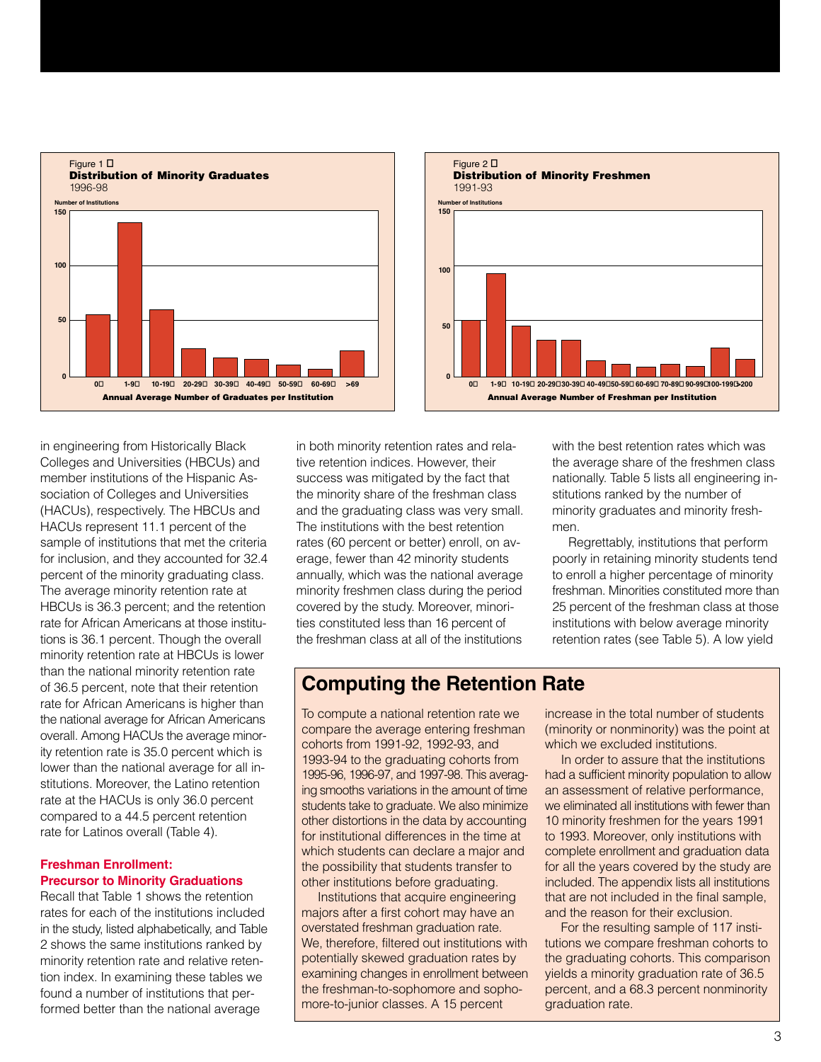Figure 1
**Distribution of Minority Graduates**
1996-98

Number of Institutions

| Annual Average Number of Graduates per Institution | 0 | 1-9 | 10-19 | 20-29 | 30-39 | 40-49 | 50-59 | 60-69 | >69 |
|---|---|---|---|---|---|---|---|---|---|

Figure 2
**Distribution of Minority Freshmen**
1991-93

Number of Institutions

| Annual Average Number of Freshman per Institution | 0 | 1-9 | 10-19 | 20-29 | 30-39 | 40-49 | 50-59 | 60-69 | 70-89 | 90-99 | 100-199 | >200 |
|---|---|---|---|---|---|---|---|---|---|---|---|---|

in engineering from Historically Black Colleges and Universities (HBCUs) and member institutions of the Hispanic Association of Colleges and Universities (HACUs), respectively. The HBCUs and HACUs represent 11.1 percent of the sample of institutions that met the criteria for inclusion, and they accounted for 32.4 percent of the minority graduating class. The average minority retention rate at HBCUs is 36.3 percent; and the retention rate for African Americans at those institutions is 36.1 percent. Though the overall minority retention rate at HBCUs is lower than the national minority retention rate of 36.5 percent, note that their retention rate for African Americans is higher than the national average for African Americans overall. Among HACUs the average minority retention rate is 35.0 percent which is lower than the national average for all institutions. Moreover, the Latino retention rate at the HACUs is only 36.0 percent compared to a 44.5 percent retention rate for Latinos overall (Table 4).

### Freshman Enrollment: Precursor to Minority Graduations

Recall that Table 1 shows the retention rates for each of the institutions included in the study, listed alphabetically, and Table 2 shows the same institutions ranked by minority retention rate and relative retention index. In examining these tables we found a number of institutions that performed better than the national average in both minority retention rates and relative retention indices. However, their success was mitigated by the fact that the minority share of the freshman class and the graduating class was very small. The institutions with the best retention rates (60 percent or better) enroll, on average, fewer than 42 minority students annually, which was the national average minority freshmen class during the period covered by the study. Moreover, minorities constituted less than 16 percent of the freshman class at all of the institutions with the best retention rates which was the average share of the freshmen class nationally. Table 5 lists all engineering institutions ranked by the number of minority graduates and minority freshmen.

Regrettably, institutions that perform poorly in retaining minority students tend to enroll a higher percentage of minority freshman. Minorities constituted more than 25 percent of the freshman class at those institutions with below average minority retention rates (see Table 5). A low yield

## Computing the Retention Rate

To compute a national retention rate we compare the average entering freshman cohorts from 1991-92, 1992-93, and 1993-94 to the graduating cohorts from 1995-96, 1996-97, and 1997-98. This averaging smooths variations in the amount of time students take to graduate. We also minimize other distortions in the data by accounting for institutional differences in the time at which students can declare a major and the possibility that students transfer to other institutions before graduating.

Institutions that acquire engineering majors after a first cohort may have an overstated freshman graduation rate. We, therefore, filtered out institutions with potentially skewed graduation rates by examining changes in enrollment between the freshman-to-sophomore and sophomore-to-junior classes. A 15 percent increase in the total number of students (minority or nonminority) was the point at which we excluded institutions.

In order to assure that the institutions had a sufficient minority population to allow an assessment of relative performance, we eliminated all institutions with fewer than 10 minority freshmen for the years 1991 to 1993. Moreover, only institutions with complete enrollment and graduation data for all the years covered by the study are included. The appendix lists all institutions that are not included in the final sample, and the reason for their exclusion.

For the resulting sample of 117 institutions we compare freshman cohorts to the graduating cohorts. This comparison yields a minority graduation rate of 36.5 percent, and a 68.3 percent nonminority graduation rate.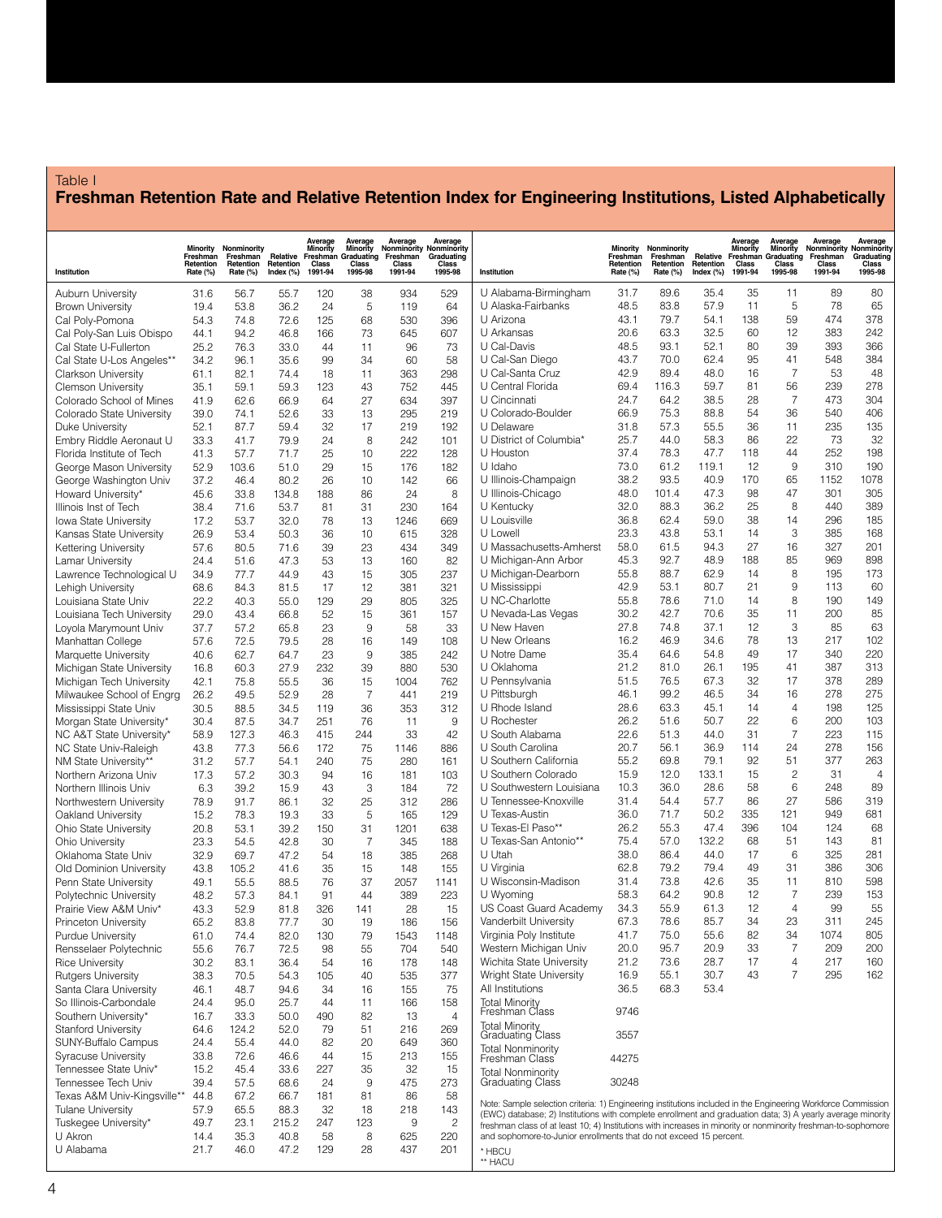Table I

## Freshman Retention Rate and Relative Retention Index for Engineering Institutions, Listed Alphabetically

| Institution | Minority Freshman Retention Rate (%) | Nonminority Freshman Retention Rate (%) | Relative Retention Index (%) | Average Minority Freshman Class 1991-94 | Average Minority Graduating Class 1995-98 | Average Nonminority Freshman Class 1991-94 | Average Nonminority Graduating Class 1995-98 |
|---|---|---|---|---|---|---|---|
| Auburn University | 31.6 | 56.7 | 55.7 | 120 | 38 | 934 | 529 |
| Brown University | 19.4 | 53.8 | 36.2 | 24 | 5 | 119 | 64 |
| Cal Poly-Pomona | 54.3 | 74.8 | 72.6 | 125 | 68 | 530 | 396 |
| Cal Poly-San Luis Obispo | 44.1 | 94.2 | 46.8 | 166 | 73 | 645 | 607 |
| Cal State U-Fullerton | 25.2 | 76.3 | 33.0 | 44 | 11 | 96 | 73 |
| Cal State U-Los Angeles** | 34.2 | 96.1 | 35.6 | 99 | 34 | 60 | 58 |
| Clarkson University | 61.1 | 82.1 | 74.4 | 18 | 11 | 363 | 298 |
| Clemson University | 35.1 | 59.1 | 59.3 | 123 | 43 | 752 | 445 |
| Colorado School of Mines | 41.9 | 62.6 | 66.9 | 64 | 27 | 634 | 397 |
| Colorado State University | 39.0 | 74.1 | 52.6 | 33 | 13 | 295 | 219 |
| Duke University | 52.1 | 87.7 | 59.4 | 32 | 17 | 219 | 192 |
| Embry Riddle Aeronaut U | 33.3 | 41.7 | 79.9 | 24 | 8 | 242 | 101 |
| Florida Institute of Tech | 41.3 | 57.7 | 71.7 | 25 | 10 | 222 | 128 |
| George Mason University | 52.9 | 103.6 | 51.0 | 29 | 15 | 176 | 182 |
| George Washington Univ | 37.2 | 46.4 | 80.2 | 26 | 10 | 142 | 66 |
| Howard University* | 45.6 | 33.8 | 134.8 | 188 | 86 | 24 | 8 |
| Illinois Inst of Tech | 38.4 | 71.6 | 53.7 | 81 | 31 | 230 | 164 |
| Iowa State University | 17.2 | 53.7 | 32.0 | 78 | 13 | 1246 | 669 |
| Kansas State University | 26.9 | 53.4 | 50.3 | 36 | 10 | 615 | 328 |
| Kettering University | 57.6 | 80.5 | 71.6 | 39 | 23 | 434 | 349 |
| Lamar University | 24.4 | 51.6 | 47.3 | 53 | 13 | 160 | 82 |
| Lawrence Technological U | 34.9 | 77.7 | 44.9 | 43 | 15 | 305 | 237 |
| Lehigh University | 68.6 | 84.3 | 81.5 | 17 | 12 | 381 | 321 |
| Louisiana State Univ | 22.2 | 40.3 | 55.0 | 129 | 29 | 805 | 325 |
| Louisiana Tech University | 29.0 | 43.4 | 66.8 | 52 | 15 | 361 | 157 |
| Loyola Marymount Univ | 37.7 | 57.2 | 65.8 | 23 | 9 | 58 | 33 |
| Manhattan College | 57.6 | 72.5 | 79.5 | 28 | 16 | 149 | 108 |
| Marquette University | 40.6 | 62.7 | 64.7 | 23 | 9 | 385 | 242 |
| Michigan State University | 16.8 | 60.3 | 27.9 | 232 | 39 | 880 | 530 |
| Michigan Tech University | 42.1 | 75.8 | 55.5 | 36 | 15 | 1004 | 762 |
| Milwaukee School of Engrg | 26.2 | 49.5 | 52.9 | 28 | 7 | 441 | 219 |
| Mississippi State Univ | 30.5 | 88.5 | 34.5 | 119 | 36 | 353 | 312 |
| Morgan State University* | 30.4 | 87.5 | 34.7 | 251 | 76 | 11 | 9 |
| NC A&T State University* | 58.9 | 127.3 | 46.3 | 415 | 244 | 33 | 42 |
| NC State Univ-Raleigh | 43.8 | 77.3 | 56.6 | 172 | 75 | 1146 | 886 |
| NM State University** | 31.2 | 57.7 | 54.1 | 240 | 75 | 280 | 161 |
| Northern Arizona Univ | 17.3 | 57.2 | 30.3 | 94 | 16 | 181 | 103 |
| Northern Illinois Univ | 6.3 | 39.2 | 15.9 | 43 | 3 | 184 | 72 |
| Northwestern University | 78.9 | 91.7 | 86.1 | 32 | 25 | 312 | 286 |
| Oakland University | 15.2 | 78.3 | 19.3 | 33 | 5 | 165 | 129 |
| Ohio State University | 20.8 | 53.1 | 39.2 | 150 | 31 | 1201 | 638 |
| Ohio University | 23.3 | 54.5 | 42.8 | 30 | 7 | 345 | 188 |
| Oklahoma State Univ | 32.9 | 69.7 | 47.2 | 54 | 18 | 385 | 268 |
| Old Dominion University | 43.8 | 105.2 | 41.6 | 35 | 15 | 148 | 155 |
| Penn State University | 49.1 | 55.5 | 88.5 | 76 | 37 | 2057 | 1141 |
| Polytechnic University | 48.2 | 57.3 | 84.1 | 91 | 44 | 389 | 223 |
| Prairie View A&M Univ* | 43.3 | 52.9 | 81.8 | 326 | 141 | 28 | 15 |
| Princeton University | 65.2 | 83.8 | 77.7 | 30 | 19 | 186 | 156 |
| Purdue University | 61.0 | 74.4 | 82.0 | 130 | 79 | 1543 | 1148 |
| Rensselaer Polytechnic | 55.6 | 76.7 | 72.5 | 98 | 55 | 704 | 540 |
| Rice University | 30.2 | 83.1 | 36.4 | 54 | 16 | 178 | 148 |
| Rutgers University | 38.3 | 70.5 | 54.3 | 105 | 40 | 535 | 377 |
| Santa Clara University | 46.1 | 48.7 | 94.6 | 34 | 16 | 155 | 75 |
| So Illinois-Carbondale | 24.4 | 95.0 | 25.7 | 44 | 11 | 166 | 158 |
| Southern University* | 16.7 | 33.3 | 50.0 | 490 | 82 | 13 | 4 |
| Stanford University | 64.6 | 124.2 | 52.0 | 79 | 51 | 216 | 269 |
| SUNY-Buffalo Campus | 24.4 | 55.4 | 44.0 | 82 | 20 | 649 | 360 |
| Syracuse University | 33.8 | 72.6 | 46.6 | 44 | 15 | 213 | 155 |
| Tennessee State Univ* | 15.2 | 45.4 | 33.6 | 227 | 35 | 32 | 15 |
| Tennessee Tech Univ | 39.4 | 57.5 | 68.6 | 24 | 9 | 475 | 273 |
| Texas A&M Univ-Kingsville** | 44.8 | 67.2 | 66.7 | 181 | 81 | 86 | 58 |
| Tulane University | 57.9 | 65.5 | 88.3 | 32 | 18 | 218 | 143 |
| Tuskegee University* | 49.7 | 23.1 | 215.2 | 247 | 123 | 9 | 2 |
| U Akron | 14.4 | 35.3 | 40.8 | 58 | 8 | 625 | 220 |
| U Alabama | 21.7 | 46.0 | 47.2 | 129 | 28 | 437 | 201 |
| U Alabama-Birmingham | 31.7 | 89.6 | 35.4 | 35 | 11 | 89 | 80 |
| U Alaska-Fairbanks | 48.5 | 83.8 | 57.9 | 11 | 5 | 78 | 65 |
| U Arizona | 43.1 | 79.7 | 54.1 | 138 | 59 | 474 | 378 |
| U Arkansas | 20.6 | 63.3 | 32.5 | 60 | 12 | 383 | 242 |
| U Cal-Davis | 48.5 | 93.1 | 52.1 | 80 | 39 | 393 | 366 |
| U Cal-San Diego | 43.7 | 70.0 | 62.4 | 95 | 41 | 548 | 384 |
| U Cal-Santa Cruz | 42.9 | 89.4 | 48.0 | 16 | 7 | 53 | 48 |
| U Central Florida | 69.4 | 116.3 | 59.7 | 81 | 56 | 239 | 278 |
| U Cincinnati | 24.7 | 64.2 | 38.5 | 28 | 7 | 473 | 304 |
| U Colorado-Boulder | 66.9 | 75.3 | 88.8 | 54 | 36 | 540 | 406 |
| U Delaware | 31.8 | 57.3 | 55.5 | 36 | 11 | 235 | 135 |
| U District of Columbia* | 25.7 | 44.0 | 58.3 | 86 | 22 | 73 | 32 |
| U Houston | 37.4 | 78.3 | 47.7 | 118 | 44 | 252 | 198 |
| U Idaho | 73.0 | 61.2 | 119.1 | 12 | 9 | 310 | 190 |
| U Illinois-Champaign | 38.2 | 93.5 | 40.9 | 170 | 65 | 1152 | 1078 |
| U Illinois-Chicago | 48.0 | 101.4 | 47.3 | 98 | 47 | 301 | 305 |
| U Kentucky | 32.0 | 88.3 | 36.2 | 25 | 8 | 440 | 389 |
| U Louisville | 36.8 | 62.4 | 59.0 | 38 | 14 | 296 | 185 |
| U Lowell | 23.3 | 43.8 | 53.1 | 14 | 3 | 385 | 168 |
| U Massachusetts-Amherst | 58.0 | 61.5 | 94.3 | 27 | 16 | 327 | 201 |
| U Michigan-Ann Arbor | 45.3 | 92.7 | 48.9 | 188 | 85 | 969 | 898 |
| U Michigan-Dearborn | 55.8 | 88.7 | 62.9 | 14 | 8 | 195 | 173 |
| U Mississippi | 42.9 | 53.1 | 80.7 | 21 | 9 | 113 | 60 |
| U NC-Charlotte | 55.8 | 78.6 | 71.0 | 14 | 8 | 190 | 149 |
| U Nevada-Las Vegas | 30.2 | 42.7 | 70.6 | 35 | 11 | 200 | 85 |
| U New Haven | 27.8 | 74.8 | 37.1 | 12 | 3 | 85 | 63 |
| U New Orleans | 16.2 | 46.9 | 34.6 | 78 | 13 | 217 | 102 |
| U Notre Dame | 35.4 | 64.6 | 54.8 | 49 | 17 | 340 | 220 |
| U Oklahoma | 21.2 | 81.0 | 26.1 | 195 | 41 | 387 | 313 |
| U Pennsylvania | 51.5 | 76.5 | 67.3 | 32 | 17 | 378 | 289 |
| U Pittsburgh | 46.1 | 99.2 | 46.5 | 34 | 16 | 278 | 275 |
| U Rhode Island | 28.6 | 63.3 | 45.1 | 14 | 4 | 198 | 125 |
| U Rochester | 26.2 | 51.6 | 50.7 | 22 | 6 | 200 | 103 |
| U South Alabama | 22.6 | 51.3 | 44.0 | 31 | 7 | 223 | 115 |
| U South Carolina | 20.7 | 56.1 | 36.9 | 114 | 24 | 278 | 156 |
| U Southern California | 55.2 | 69.8 | 79.1 | 92 | 51 | 377 | 263 |
| U Southern Colorado | 15.9 | 12.0 | 133.1 | 15 | 2 | 31 | 4 |
| U Southwestern Louisiana | 10.3 | 36.0 | 28.6 | 58 | 6 | 248 | 89 |
| U Tennessee-Knoxville | 31.4 | 54.4 | 57.7 | 86 | 27 | 586 | 319 |
| U Texas-Austin | 36.0 | 71.7 | 50.2 | 335 | 121 | 949 | 681 |
| U Texas-El Paso** | 26.2 | 55.3 | 47.4 | 396 | 104 | 124 | 68 |
| U Texas-San Antonio** | 75.4 | 57.0 | 132.2 | 68 | 51 | 143 | 81 |
| U Utah | 38.0 | 86.4 | 44.0 | 17 | 6 | 325 | 281 |
| U Virginia | 62.8 | 79.2 | 79.4 | 49 | 31 | 386 | 306 |
| U Wisconsin-Madison | 31.4 | 73.8 | 42.6 | 35 | 11 | 810 | 598 |
| U Wyoming | 58.3 | 64.2 | 90.8 | 12 | 7 | 239 | 153 |
| US Coast Guard Academy | 34.3 | 55.9 | 61.3 | 12 | 4 | 99 | 55 |
| Vanderbilt University | 67.3 | 78.6 | 85.7 | 34 | 23 | 311 | 245 |
| Virginia Poly Institute | 41.7 | 75.0 | 55.6 | 82 | 34 | 1074 | 805 |
| Western Michigan Univ | 20.0 | 95.7 | 20.9 | 33 | 7 | 209 | 200 |
| Wichita State University | 21.2 | 73.6 | 28.7 | 17 | 4 | 217 | 160 |
| Wright State University | 16.9 | 55.1 | 30.7 | 43 | 7 | 295 | 162 |
| All Institutions | 36.5 | 68.3 | 53.4 | | | | |
| Total Minority Freshman Class | 9746 | | | | | | |
| Total Minority Graduating Class | 3557 | | | | | | |
| Total Nonminority Freshman Class | 44275 | | | | | | |
| Total Nonminority Graduating Class | 30248 | | | | | | |

Note: Sample selection criteria: 1) Engineering institutions included in the Engineering Workforce Commission (EWC) database; 2) Institutions with complete enrollment and graduation data; 3) A yearly average minority freshman class of at least 10; 4) Institutions with increases in minority or nonminority freshman-to-sophomore and sophomore-to-Junior enrollments that do not exceed 15 percent.

\* HBCU
\*\* HACU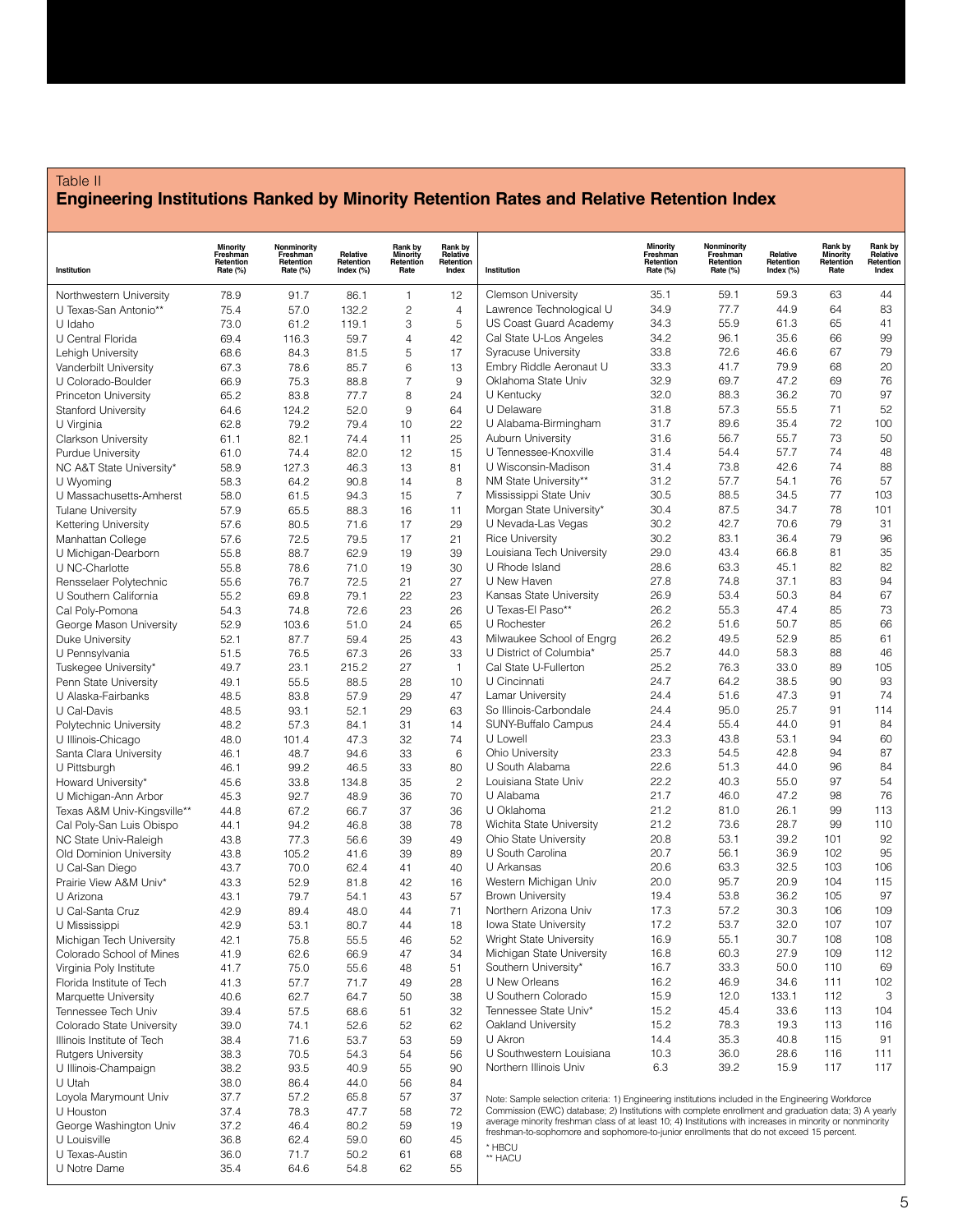Table II

## Engineering Institutions Ranked by Minority Retention Rates and Relative Retention Index

| Institution | Minority Freshman Retention Rate (%) | Nonminority Freshman Retention Rate (%) | Relative Retention Index (%) | Rank by Minority Retention Rate | Rank by Relative Retention Index |
|---|---|---|---|---|---|
| Northwestern University | 78.9 | 91.7 | 86.1 | 1 | 12 |
| U Texas-San Antonio** | 75.4 | 57.0 | 132.2 | 2 | 4 |
| U Idaho | 73.0 | 61.2 | 119.1 | 3 | 5 |
| U Central Florida | 69.4 | 116.3 | 59.7 | 4 | 42 |
| Lehigh University | 68.6 | 84.3 | 81.5 | 5 | 17 |
| Vanderbilt University | 67.3 | 78.6 | 85.7 | 6 | 13 |
| U Colorado-Boulder | 66.9 | 75.3 | 88.8 | 7 | 9 |
| Princeton University | 65.2 | 83.8 | 77.7 | 8 | 24 |
| Stanford University | 64.6 | 124.2 | 52.0 | 9 | 64 |
| U Virginia | 62.8 | 79.2 | 79.4 | 10 | 22 |
| Clarkson University | 61.1 | 82.1 | 74.4 | 11 | 25 |
| Purdue University | 61.0 | 74.4 | 82.0 | 12 | 15 |
| NC A&T State University* | 58.9 | 127.3 | 46.3 | 13 | 81 |
| U Wyoming | 58.3 | 64.2 | 90.8 | 14 | 8 |
| U Massachusetts-Amherst | 58.0 | 61.5 | 94.3 | 15 | 7 |
| Tulane University | 57.9 | 65.5 | 88.3 | 16 | 11 |
| Kettering University | 57.6 | 80.5 | 71.6 | 17 | 29 |
| Manhattan College | 57.6 | 72.5 | 79.5 | 17 | 21 |
| U Michigan-Dearborn | 55.8 | 88.7 | 62.9 | 19 | 39 |
| U NC-Charlotte | 55.8 | 78.6 | 71.0 | 19 | 30 |
| Rensselaer Polytechnic | 55.6 | 76.7 | 72.5 | 21 | 27 |
| U Southern California | 55.2 | 69.8 | 79.1 | 22 | 23 |
| Cal Poly-Pomona | 54.3 | 74.8 | 72.6 | 23 | 26 |
| George Mason University | 52.9 | 103.6 | 51.0 | 24 | 65 |
| Duke University | 52.1 | 87.7 | 59.4 | 25 | 43 |
| U Pennsylvania | 51.5 | 76.5 | 67.3 | 26 | 33 |
| Tuskegee University* | 49.7 | 23.1 | 215.2 | 27 | 1 |
| Penn State University | 49.1 | 55.5 | 88.5 | 28 | 10 |
| U Alaska-Fairbanks | 48.5 | 83.8 | 57.9 | 29 | 47 |
| U Cal-Davis | 48.5 | 93.1 | 52.1 | 29 | 63 |
| Polytechnic University | 48.2 | 57.3 | 84.1 | 31 | 14 |
| U Illinois-Chicago | 48.0 | 101.4 | 47.3 | 32 | 74 |
| Santa Clara University | 46.1 | 48.7 | 94.6 | 33 | 6 |
| U Pittsburgh | 46.1 | 99.2 | 46.5 | 33 | 80 |
| Howard University* | 45.6 | 33.8 | 134.8 | 35 | 2 |
| U Michigan-Ann Arbor | 45.3 | 92.7 | 48.9 | 36 | 70 |
| Texas A&M Univ-Kingsville** | 44.8 | 67.2 | 66.7 | 37 | 36 |
| Cal Poly-San Luis Obispo | 44.1 | 94.2 | 46.8 | 38 | 78 |
| NC State Univ-Raleigh | 43.8 | 77.3 | 56.6 | 39 | 49 |
| Old Dominion University | 43.8 | 105.2 | 41.6 | 39 | 89 |
| U Cal-San Diego | 43.7 | 70.0 | 62.4 | 41 | 40 |
| Prairie View A&M Univ* | 43.3 | 52.9 | 81.8 | 42 | 16 |
| U Arizona | 43.1 | 79.7 | 54.1 | 43 | 57 |
| U Cal-Santa Cruz | 42.9 | 89.4 | 48.0 | 44 | 71 |
| U Mississippi | 42.9 | 53.1 | 80.7 | 44 | 18 |
| Michigan Tech University | 42.1 | 75.8 | 55.5 | 46 | 52 |
| Colorado School of Mines | 41.9 | 62.6 | 66.9 | 47 | 34 |
| Virginia Poly Institute | 41.7 | 75.0 | 55.6 | 48 | 51 |
| Florida Institute of Tech | 41.3 | 57.7 | 71.7 | 49 | 28 |
| Marquette University | 40.6 | 62.7 | 64.7 | 50 | 38 |
| Tennessee Tech Univ | 39.4 | 57.5 | 68.6 | 51 | 32 |
| Colorado State University | 39.0 | 74.1 | 52.6 | 52 | 62 |
| Illinois Institute of Tech | 38.4 | 71.6 | 53.7 | 53 | 59 |
| Rutgers University | 38.3 | 70.5 | 54.3 | 54 | 56 |
| U Illinois-Champaign | 38.2 | 93.5 | 40.9 | 55 | 90 |
| U Utah | 38.0 | 86.4 | 44.0 | 56 | 84 |
| Loyola Marymount Univ | 37.7 | 57.2 | 65.8 | 57 | 37 |
| U Houston | 37.4 | 78.3 | 47.7 | 58 | 72 |
| George Washington Univ | 37.2 | 46.4 | 80.2 | 59 | 19 |
| U Louisville | 36.8 | 62.4 | 59.0 | 60 | 45 |
| U Texas-Austin | 36.0 | 71.7 | 50.2 | 61 | 68 |
| U Notre Dame | 35.4 | 64.6 | 54.8 | 62 | 55 |
| Clemson University | 35.1 | 59.1 | 59.3 | 63 | 44 |
| Lawrence Technological U | 34.9 | 77.7 | 44.9 | 64 | 83 |
| US Coast Guard Academy | 34.3 | 55.9 | 61.3 | 65 | 41 |
| Cal State U-Los Angeles | 34.2 | 96.1 | 35.6 | 66 | 99 |
| Syracuse University | 33.8 | 72.6 | 46.6 | 67 | 79 |
| Embry Riddle Aeronaut U | 33.3 | 41.7 | 79.9 | 68 | 20 |
| Oklahoma State Univ | 32.9 | 69.7 | 47.2 | 69 | 76 |
| U Kentucky | 32.0 | 88.3 | 36.2 | 70 | 97 |
| U Delaware | 31.8 | 57.3 | 55.5 | 71 | 52 |
| U Alabama-Birmingham | 31.7 | 89.6 | 35.4 | 72 | 100 |
| Auburn University | 31.6 | 56.7 | 55.7 | 73 | 50 |
| U Tennessee-Knoxville | 31.4 | 54.4 | 57.7 | 74 | 48 |
| U Wisconsin-Madison | 31.4 | 73.8 | 42.6 | 74 | 88 |
| NM State University** | 31.2 | 57.7 | 54.1 | 76 | 57 |
| Mississippi State Univ | 30.5 | 88.5 | 34.5 | 77 | 103 |
| Morgan State University* | 30.4 | 87.5 | 34.7 | 78 | 101 |
| U Nevada-Las Vegas | 30.2 | 42.7 | 70.6 | 79 | 31 |
| Rice University | 30.2 | 83.1 | 36.4 | 79 | 96 |
| Louisiana Tech University | 29.0 | 43.4 | 66.8 | 81 | 35 |
| U Rhode Island | 28.6 | 63.3 | 45.1 | 82 | 82 |
| U New Haven | 27.8 | 74.8 | 37.1 | 83 | 94 |
| Kansas State University | 26.9 | 53.4 | 50.3 | 84 | 67 |
| U Texas-El Paso** | 26.2 | 55.3 | 47.4 | 85 | 73 |
| U Rochester | 26.2 | 51.6 | 50.7 | 85 | 66 |
| Milwaukee School of Engrg | 26.2 | 49.5 | 52.9 | 85 | 61 |
| U District of Columbia* | 25.7 | 44.0 | 58.3 | 88 | 46 |
| Cal State U-Fullerton | 25.2 | 76.3 | 33.0 | 89 | 105 |
| U Cincinnati | 24.7 | 64.2 | 38.5 | 90 | 93 |
| Lamar University | 24.4 | 51.6 | 47.3 | 91 | 74 |
| So Illinois-Carbondale | 24.4 | 95.0 | 25.7 | 91 | 114 |
| SUNY-Buffalo Campus | 24.4 | 55.4 | 44.0 | 91 | 84 |
| U Lowell | 23.3 | 43.8 | 53.1 | 94 | 60 |
| Ohio University | 23.3 | 54.5 | 42.8 | 94 | 87 |
| U South Alabama | 22.6 | 51.3 | 44.0 | 96 | 84 |
| Louisiana State Univ | 22.2 | 40.3 | 55.0 | 97 | 54 |
| U Alabama | 21.7 | 46.0 | 47.2 | 98 | 76 |
| U Oklahoma | 21.2 | 81.0 | 26.1 | 99 | 113 |
| Wichita State University | 21.2 | 73.6 | 28.7 | 99 | 110 |
| Ohio State University | 20.8 | 53.1 | 39.2 | 101 | 92 |
| U South Carolina | 20.7 | 56.1 | 36.9 | 102 | 95 |
| U Arkansas | 20.6 | 63.3 | 32.5 | 103 | 106 |
| Western Michigan Univ | 20.0 | 95.7 | 20.9 | 104 | 115 |
| Brown University | 19.4 | 53.8 | 36.2 | 105 | 97 |
| Northern Arizona Univ | 17.3 | 57.2 | 30.3 | 106 | 109 |
| Iowa State University | 17.2 | 53.7 | 32.0 | 107 | 107 |
| Wright State University | 16.9 | 55.1 | 30.7 | 108 | 108 |
| Michigan State University | 16.8 | 60.3 | 27.9 | 109 | 112 |
| Southern University* | 16.7 | 33.3 | 50.0 | 110 | 69 |
| U New Orleans | 16.2 | 46.9 | 34.6 | 111 | 102 |
| U Southern Colorado | 15.9 | 12.0 | 133.1 | 112 | 3 |
| Tennessee State Univ* | 15.2 | 45.4 | 33.6 | 113 | 104 |
| Oakland University | 15.2 | 78.3 | 19.3 | 113 | 116 |
| U Akron | 14.4 | 35.3 | 40.8 | 115 | 91 |
| U Southwestern Louisiana | 10.3 | 36.0 | 28.6 | 116 | 111 |
| Northern Illinois Univ | 6.3 | 39.2 | 15.9 | 117 | 117 |

Note: Sample selection criteria: 1) Engineering institutions included in the Engineering Workforce Commission (EWC) database; 2) Institutions with complete enrollment and graduation data; 3) A yearly average minority freshman class of at least 10; 4) Institutions with increases in minority or nonminority freshman-to-sophomore and sophomore-to-junior enrollments that do not exceed 15 percent.

\* HBCU

\*\* HACU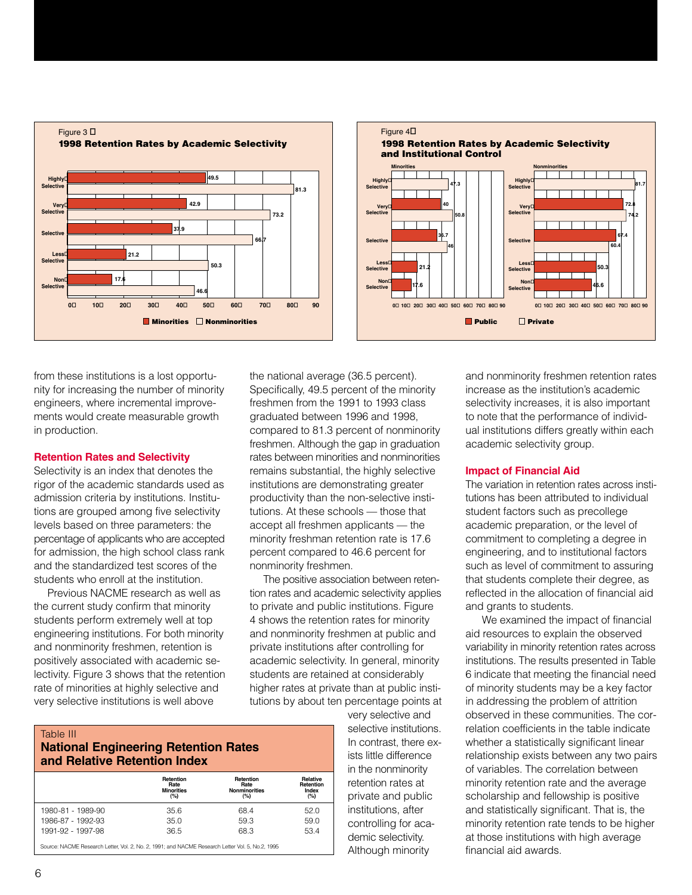Figure 3

**1998 Retention Rates by Academic Selectivity**

| Selectivity | Minorities | Nonminorities |
|---|---|---|
| Highly Selective | 49.5 | 81.3 |
| Very Selective | 42.9 | 73.2 |
| Selective | 37.9 | 66.7 |
| Less Selective | 21.2 | 50.3 |
| Non Selective | 17.6 | 46.6 |

Figure 4

**1998 Retention Rates by Academic Selectivity and Institutional Control**

| Selectivity | Minorities Public | Minorities Private | Nonminorities Public | Nonminorities Private |
|---|---|---|---|---|
| Highly Selective | | 47.3 | | 81.7 |
| Very Selective | 40 | 50.8 | 72.8 | 74.2 |
| Selective | 36.7 | 46 | 67.4 | 60.4 |
| Less Selective | 21.2 | | 50.3 | |
| Non Selective | 17.6 | | 46.6 | |

from these institutions is a lost opportunity for increasing the number of minority engineers, where incremental improvements would create measurable growth in production.

### Retention Rates and Selectivity

Selectivity is an index that denotes the rigor of the academic standards used as admission criteria by institutions. Institutions are grouped among five selectivity levels based on three parameters: the percentage of applicants who are accepted for admission, the high school class rank and the standardized test scores of the students who enroll at the institution.

Previous NACME research as well as the current study confirm that minority students perform extremely well at top engineering institutions. For both minority and nonminority freshmen, retention is positively associated with academic selectivity. Figure 3 shows that the retention rate of minorities at highly selective and very selective institutions is well above the national average (36.5 percent). Specifically, 49.5 percent of the minority freshmen from the 1991 to 1993 class graduated between 1996 and 1998, compared to 81.3 percent of nonminority freshmen. Although the gap in graduation rates between minorities and nonminorities remains substantial, the highly selective institutions are demonstrating greater productivity than the non-selective institutions. At these schools — those that accept all freshmen applicants — the minority freshman retention rate is 17.6 percent compared to 46.6 percent for nonminority freshmen.

The positive association between retention rates and academic selectivity applies to private and public institutions. Figure 4 shows the retention rates for minority and nonminority freshmen at public and private institutions after controlling for academic selectivity. In general, minority students are retained at considerably higher rates at private than at public institutions by about ten percentage points at very selective and selective institutions. In contrast, there exists little difference in the nonminority retention rates at private and public institutions, after controlling for academic selectivity. Although minority and nonminority freshmen retention rates increase as the institution's academic selectivity increases, it is also important to note that the performance of individual institutions differs greatly within each academic selectivity group.

Table III

**National Engineering Retention Rates and Relative Retention Index**

| | Retention Rate Minorities (%) | Retention Rate Nonminorities (%) | Relative Retention Index (%) |
|---|---|---|---|
| 1980-81 - 1989-90 | 35.6 | 68.4 | 52.0 |
| 1986-87 - 1992-93 | 35.0 | 59.3 | 59.0 |
| 1991-92 - 1997-98 | 36.5 | 68.3 | 53.4 |

Source: NACME Research Letter, Vol. 2, No. 2, 1991; and NACME Research Letter Vol. 5, No.2, 1995

### Impact of Financial Aid

The variation in retention rates across institutions has been attributed to individual student factors such as precollege academic preparation, or the level of commitment to completing a degree in engineering, and to institutional factors such as level of commitment to assuring that students complete their degree, as reflected in the allocation of financial aid and grants to students.

We examined the impact of financial aid resources to explain the observed variability in minority retention rates across institutions. The results presented in Table 6 indicate that meeting the financial need of minority students may be a key factor in addressing the problem of attrition observed in these communities. The correlation coefficients in the table indicate whether a statistically significant linear relationship exists between any two pairs of variables. The correlation between minority retention rate and the average scholarship and fellowship is positive and statistically significant. That is, the minority retention rate tends to be higher at those institutions with high average financial aid awards.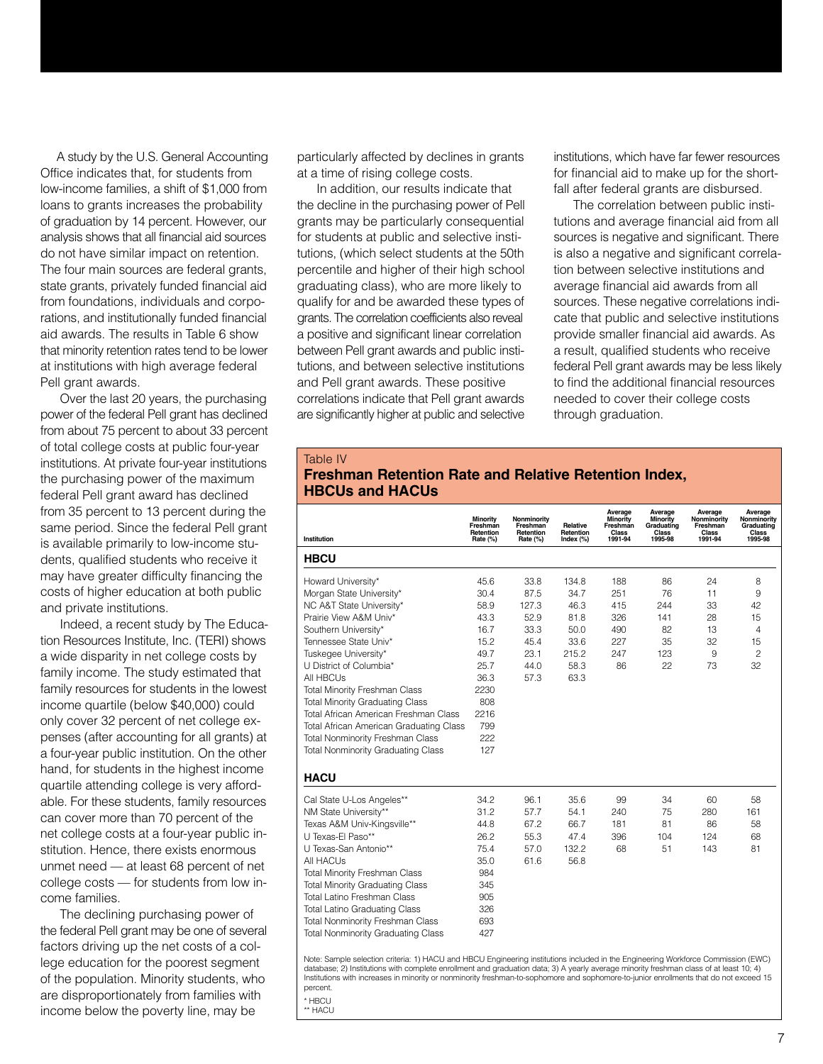A study by the U.S. General Accounting Office indicates that, for students from low-income families, a shift of $1,000 from loans to grants increases the probability of graduation by 14 percent. However, our analysis shows that all financial aid sources do not have similar impact on retention. The four main sources are federal grants, state grants, privately funded financial aid from foundations, individuals and corporations, and institutionally funded financial aid awards. The results in Table 6 show that minority retention rates tend to be lower at institutions with high average federal Pell grant awards.

Over the last 20 years, the purchasing power of the federal Pell grant has declined from about 75 percent to about 33 percent of total college costs at public four-year institutions. At private four-year institutions the purchasing power of the maximum federal Pell grant award has declined from 35 percent to 13 percent during the same period. Since the federal Pell grant is available primarily to low-income students, qualified students who receive it may have greater difficulty financing the costs of higher education at both public and private institutions.

Indeed, a recent study by The Education Resources Institute, Inc. (TERI) shows a wide disparity in net college costs by family income. The study estimated that family resources for students in the lowest income quartile (below $40,000) could only cover 32 percent of net college expenses (after accounting for all grants) at a four-year public institution. On the other hand, for students in the highest income quartile attending college is very affordable. For these students, family resources can cover more than 70 percent of the net college costs at a four-year public institution. Hence, there exists enormous unmet need — at least 68 percent of net college costs — for students from low income families.

The declining purchasing power of the federal Pell grant may be one of several factors driving up the net costs of a college education for the poorest segment of the population. Minority students, who are disproportionately from families with income below the poverty line, may be particularly affected by declines in grants at a time of rising college costs.

In addition, our results indicate that the decline in the purchasing power of Pell grants may be particularly consequential for students at public and selective institutions, (which select students at the 50th percentile and higher of their high school graduating class), who are more likely to qualify for and be awarded these types of grants. The correlation coefficients also reveal a positive and significant linear correlation between Pell grant awards and public institutions, and between selective institutions and Pell grant awards. These positive correlations indicate that Pell grant awards are significantly higher at public and selective institutions, which have far fewer resources for financial aid to make up for the shortfall after federal grants are disbursed.

The correlation between public institutions and average financial aid from all sources is negative and significant. There is also a negative and significant correlation between selective institutions and average financial aid awards from all sources. These negative correlations indicate that public and selective institutions provide smaller financial aid awards. As a result, qualified students who receive federal Pell grant awards may be less likely to find the additional financial resources needed to cover their college costs through graduation.

Table IV

## Freshman Retention Rate and Relative Retention Index, HBCUs and HACUs

| Institution | Minority Freshman Retention Rate (%) | Nonminority Freshman Retention Rate (%) | Relative Retention Index (%) | Average Minority Freshman Class 1991-94 | Average Minority Graduating Class 1995-98 | Average Nonminority Freshman Class 1991-94 | Average Nonminority Graduating Class 1995-98 |
|---|---|---|---|---|---|---|---|
| **HBCU** | | | | | | | |
| Howard University* | 45.6 | 33.8 | 134.8 | 188 | 86 | 24 | 8 |
| Morgan State University* | 30.4 | 87.5 | 34.7 | 251 | 76 | 11 | 9 |
| NC A&T State University* | 58.9 | 127.3 | 46.3 | 415 | 244 | 33 | 42 |
| Prairie View A&M Univ* | 43.3 | 52.9 | 81.8 | 326 | 141 | 28 | 15 |
| Southern University* | 16.7 | 33.3 | 50.0 | 490 | 82 | 13 | 4 |
| Tennessee State Univ* | 15.2 | 45.4 | 33.6 | 227 | 35 | 32 | 15 |
| Tuskegee University* | 49.7 | 23.1 | 215.2 | 247 | 123 | 9 | 2 |
| U District of Columbia* | 25.7 | 44.0 | 58.3 | 86 | 22 | 73 | 32 |
| All HBCUs | 36.3 | 57.3 | 63.3 | | | | |
| Total Minority Freshman Class | 2230 | | | | | | |
| Total Minority Graduating Class | 808 | | | | | | |
| Total African American Freshman Class | 2216 | | | | | | |
| Total African American Graduating Class | 799 | | | | | | |
| Total Nonminority Freshman Class | 222 | | | | | | |
| Total Nonminority Graduating Class | 127 | | | | | | |
| **HACU** | | | | | | | |
| Cal State U-Los Angeles** | 34.2 | 96.1 | 35.6 | 99 | 34 | 60 | 58 |
| NM State University** | 31.2 | 57.7 | 54.1 | 240 | 75 | 280 | 161 |
| Texas A&M Univ-Kingsville** | 44.8 | 67.2 | 66.7 | 181 | 81 | 86 | 58 |
| U Texas-El Paso** | 26.2 | 55.3 | 47.4 | 396 | 104 | 124 | 68 |
| U Texas-San Antonio** | 75.4 | 57.0 | 132.2 | 68 | 51 | 143 | 81 |
| All HACUs | 35.0 | 61.6 | 56.8 | | | | |
| Total Minority Freshman Class | 984 | | | | | | |
| Total Minority Graduating Class | 345 | | | | | | |
| Total Latino Freshman Class | 905 | | | | | | |
| Total Latino Graduating Class | 326 | | | | | | |
| Total Nonminority Freshman Class | 693 | | | | | | |
| Total Nonminority Graduating Class | 427 | | | | | | |

Note: Sample selection criteria: 1) HACU and HBCU Engineering institutions included in the Engineering Workforce Commission (EWC) database; 2) Institutions with complete enrollment and graduation data; 3) A yearly average minority freshman class of at least 10; 4) Institutions with increases in minority or nonminority freshman-to-sophomore and sophomore-to-junior enrollments that do not exceed 15 percent.

\* HBCU
\*\* HACU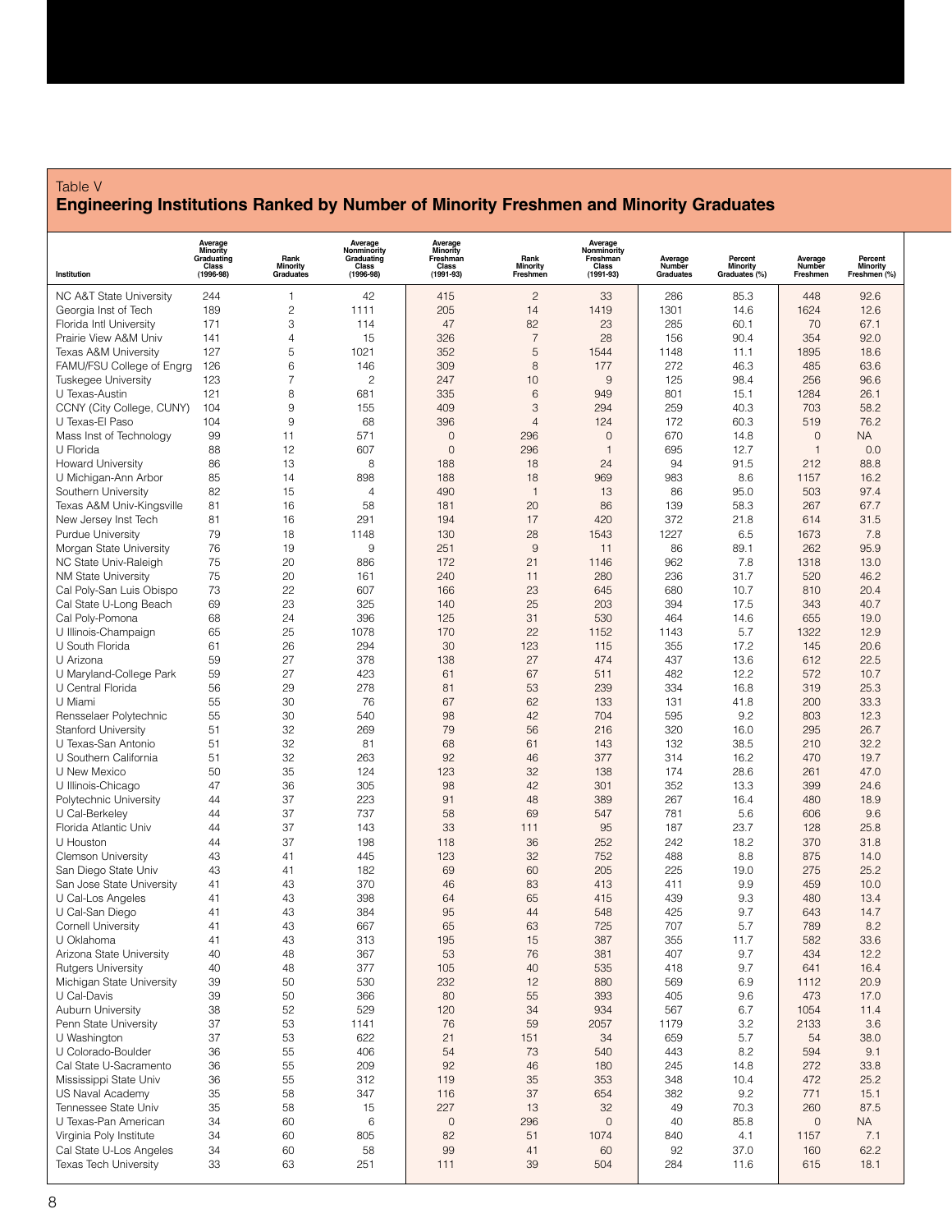Table V

## Engineering Institutions Ranked by Number of Minority Freshmen and Minority Graduates

| Institution | Average Minority Graduating Class (1996-98) | Rank Minority Graduates | Average Nonminority Graduating Class (1996-98) | Average Minority Freshman Class (1991-93) | Rank Minority Freshmen | Average Nonminority Freshman Class (1991-93) | Average Number Graduates | Percent Minority Graduates (%) | Average Number Freshmen | Percent Minority Freshmen (%) |
|---|---|---|---|---|---|---|---|---|---|---|
| NC A&T State University | 244 | 1 | 42 | 415 | 2 | 33 | 286 | 85.3 | 448 | 92.6 |
| Georgia Inst of Tech | 189 | 2 | 1111 | 205 | 14 | 1419 | 1301 | 14.6 | 1624 | 12.6 |
| Florida Intl University | 171 | 3 | 114 | 47 | 82 | 23 | 285 | 60.1 | 70 | 67.1 |
| Prairie View A&M Univ | 141 | 4 | 15 | 326 | 7 | 28 | 156 | 90.4 | 354 | 92.0 |
| Texas A&M University | 127 | 5 | 1021 | 352 | 5 | 1544 | 1148 | 11.1 | 1895 | 18.6 |
| FAMU/FSU College of Engrg | 126 | 6 | 146 | 309 | 8 | 177 | 272 | 46.3 | 485 | 63.6 |
| Tuskegee University | 123 | 7 | 2 | 247 | 10 | 9 | 125 | 98.4 | 256 | 96.6 |
| U Texas-Austin | 121 | 8 | 681 | 335 | 6 | 949 | 801 | 15.1 | 1284 | 26.1 |
| CCNY (City College, CUNY) | 104 | 9 | 155 | 409 | 3 | 294 | 259 | 40.3 | 703 | 58.2 |
| U Texas-El Paso | 104 | 9 | 68 | 396 | 4 | 124 | 172 | 60.3 | 519 | 76.2 |
| Mass Inst of Technology | 99 | 11 | 571 | 0 | 296 | 0 | 670 | 14.8 | 0 | NA |
| U Florida | 88 | 12 | 607 | 0 | 296 | 1 | 695 | 12.7 | 1 | 0.0 |
| Howard University | 86 | 13 | 8 | 188 | 18 | 24 | 94 | 91.5 | 212 | 88.8 |
| U Michigan-Ann Arbor | 85 | 14 | 898 | 188 | 18 | 969 | 983 | 8.6 | 1157 | 16.2 |
| Southern University | 82 | 15 | 4 | 490 | 1 | 13 | 86 | 95.0 | 503 | 97.4 |
| Texas A&M Univ-Kingsville | 81 | 16 | 58 | 181 | 20 | 86 | 139 | 58.3 | 267 | 67.7 |
| New Jersey Inst Tech | 81 | 16 | 291 | 194 | 17 | 420 | 372 | 21.8 | 614 | 31.5 |
| Purdue University | 79 | 18 | 1148 | 130 | 28 | 1543 | 1227 | 6.5 | 1673 | 7.8 |
| Morgan State University | 76 | 19 | 9 | 251 | 9 | 11 | 86 | 89.1 | 262 | 95.9 |
| NC State Univ-Raleigh | 75 | 20 | 886 | 172 | 21 | 1146 | 962 | 7.8 | 1318 | 13.0 |
| NM State University | 75 | 20 | 161 | 240 | 11 | 280 | 236 | 31.7 | 520 | 46.2 |
| Cal Poly-San Luis Obispo | 73 | 22 | 607 | 166 | 23 | 645 | 680 | 10.7 | 810 | 20.4 |
| Cal State U-Long Beach | 69 | 23 | 325 | 140 | 25 | 203 | 394 | 17.5 | 343 | 40.7 |
| Cal Poly-Pomona | 68 | 24 | 396 | 125 | 31 | 530 | 464 | 14.6 | 655 | 19.0 |
| U Illinois-Champaign | 65 | 25 | 1078 | 170 | 22 | 1152 | 1143 | 5.7 | 1322 | 12.9 |
| U South Florida | 61 | 26 | 294 | 30 | 123 | 115 | 355 | 17.2 | 145 | 20.6 |
| U Arizona | 59 | 27 | 378 | 138 | 27 | 474 | 437 | 13.6 | 612 | 22.5 |
| U Maryland-College Park | 59 | 27 | 423 | 61 | 67 | 511 | 482 | 12.2 | 572 | 10.7 |
| U Central Florida | 56 | 29 | 278 | 81 | 53 | 239 | 334 | 16.8 | 319 | 25.3 |
| U Miami | 55 | 30 | 76 | 67 | 62 | 133 | 131 | 41.8 | 200 | 33.3 |
| Rensselaer Polytechnic | 55 | 30 | 540 | 98 | 42 | 704 | 595 | 9.2 | 803 | 12.3 |
| Stanford University | 51 | 32 | 269 | 79 | 56 | 216 | 320 | 16.0 | 295 | 26.7 |
| U Texas-San Antonio | 51 | 32 | 81 | 68 | 61 | 143 | 132 | 38.5 | 210 | 32.2 |
| U Southern California | 51 | 32 | 263 | 92 | 46 | 377 | 314 | 16.2 | 470 | 19.7 |
| U New Mexico | 50 | 35 | 124 | 123 | 32 | 138 | 174 | 28.6 | 261 | 47.0 |
| U Illinois-Chicago | 47 | 36 | 305 | 98 | 42 | 301 | 352 | 13.3 | 399 | 24.6 |
| Polytechnic University | 44 | 37 | 223 | 91 | 48 | 389 | 267 | 16.4 | 480 | 18.9 |
| U Cal-Berkeley | 44 | 37 | 737 | 58 | 69 | 547 | 781 | 5.6 | 606 | 9.6 |
| Florida Atlantic Univ | 44 | 37 | 143 | 33 | 111 | 95 | 187 | 23.7 | 128 | 25.8 |
| U Houston | 44 | 37 | 198 | 118 | 36 | 252 | 242 | 18.2 | 370 | 31.8 |
| Clemson University | 43 | 41 | 445 | 123 | 32 | 752 | 488 | 8.8 | 875 | 14.0 |
| San Diego State Univ | 43 | 41 | 182 | 69 | 60 | 205 | 225 | 19.0 | 275 | 25.2 |
| San Jose State University | 41 | 43 | 370 | 46 | 83 | 413 | 411 | 9.9 | 459 | 10.0 |
| U Cal-Los Angeles | 41 | 43 | 398 | 64 | 65 | 415 | 439 | 9.3 | 480 | 13.4 |
| U Cal-San Diego | 41 | 43 | 384 | 95 | 44 | 548 | 425 | 9.7 | 643 | 14.7 |
| Cornell University | 41 | 43 | 667 | 65 | 63 | 725 | 707 | 5.7 | 789 | 8.2 |
| U Oklahoma | 41 | 43 | 313 | 195 | 15 | 387 | 355 | 11.7 | 582 | 33.6 |
| Arizona State University | 40 | 48 | 367 | 53 | 76 | 381 | 407 | 9.7 | 434 | 12.2 |
| Rutgers University | 40 | 48 | 377 | 105 | 40 | 535 | 418 | 9.7 | 641 | 16.4 |
| Michigan State University | 39 | 50 | 530 | 232 | 12 | 880 | 569 | 6.9 | 1112 | 20.9 |
| U Cal-Davis | 39 | 50 | 366 | 80 | 55 | 393 | 405 | 9.6 | 473 | 17.0 |
| Auburn University | 38 | 52 | 529 | 120 | 34 | 934 | 567 | 6.7 | 1054 | 11.4 |
| Penn State University | 37 | 53 | 1141 | 76 | 59 | 2057 | 1179 | 3.2 | 2133 | 3.6 |
| U Washington | 37 | 53 | 622 | 21 | 151 | 34 | 659 | 5.7 | 54 | 38.0 |
| U Colorado-Boulder | 36 | 55 | 406 | 54 | 73 | 540 | 443 | 8.2 | 594 | 9.1 |
| Cal State U-Sacramento | 36 | 55 | 209 | 92 | 46 | 180 | 245 | 14.8 | 272 | 33.8 |
| Mississippi State Univ | 36 | 55 | 312 | 119 | 35 | 353 | 348 | 10.4 | 472 | 25.2 |
| US Naval Academy | 35 | 58 | 347 | 116 | 37 | 654 | 382 | 9.2 | 771 | 15.1 |
| Tennessee State Univ | 35 | 58 | 15 | 227 | 13 | 32 | 49 | 70.3 | 260 | 87.5 |
| U Texas-Pan American | 34 | 60 | 6 | 0 | 296 | 0 | 40 | 85.8 | 0 | NA |
| Virginia Poly Institute | 34 | 60 | 805 | 82 | 51 | 1074 | 840 | 4.1 | 1157 | 7.1 |
| Cal State U-Los Angeles | 34 | 60 | 58 | 99 | 41 | 60 | 92 | 37.0 | 160 | 62.2 |
| Texas Tech University | 33 | 63 | 251 | 111 | 39 | 504 | 284 | 11.6 | 615 | 18.1 |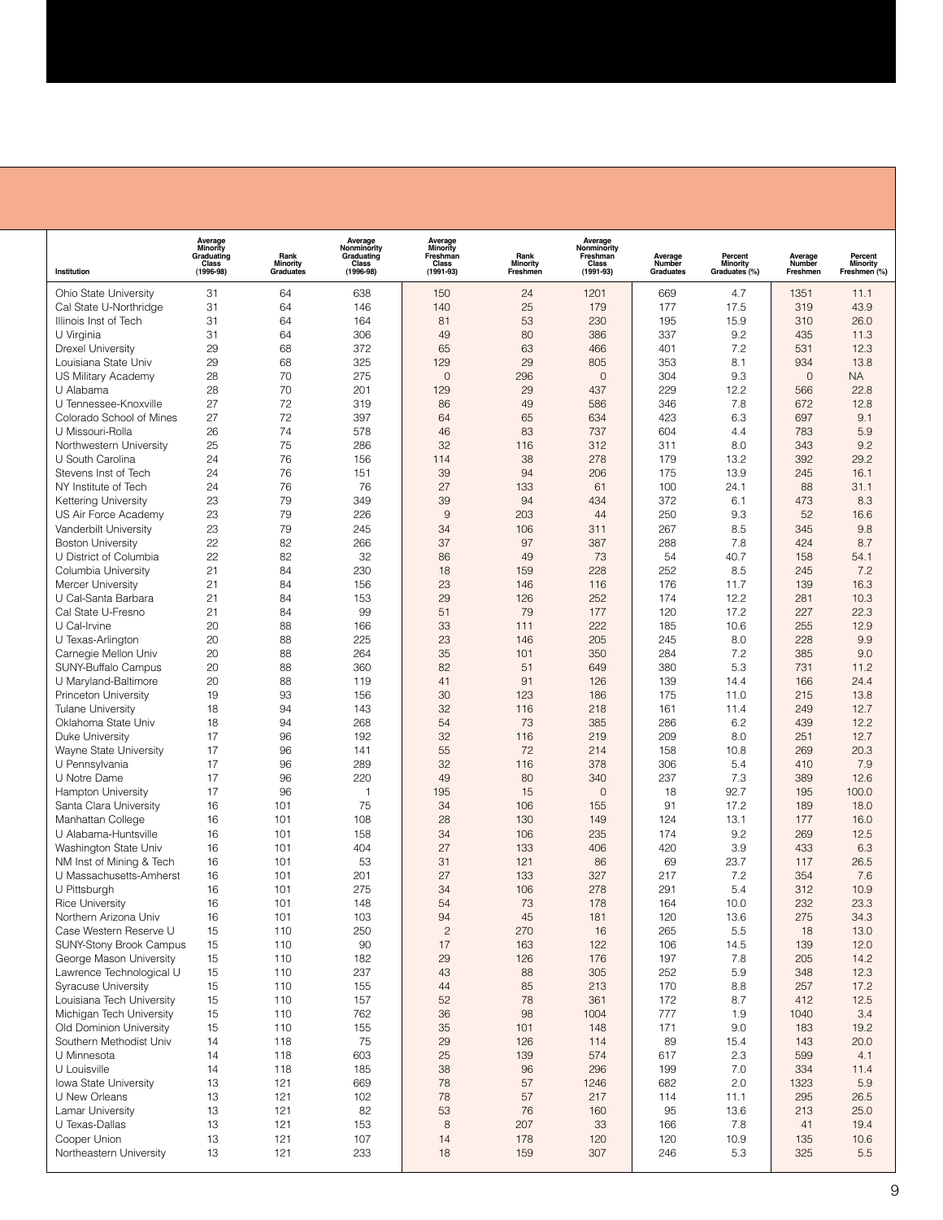| Institution | Average Minority Graduating Class (1996-98) | Rank Minority Graduates | Average Nonminority Graduating Class (1996-98) | Average Minority Freshman Class (1991-93) | Rank Minority Freshmen | Average Nonminority Freshman Class (1991-93) | Average Number Graduates | Percent Minority Graduates (%) | Average Number Freshmen | Percent Minority Freshmen (%) |
|---|---|---|---|---|---|---|---|---|---|---|
| Ohio State University | 31 | 64 | 638 | 150 | 24 | 1201 | 669 | 4.7 | 1351 | 11.1 |
| Cal State U-Northridge | 31 | 64 | 146 | 140 | 25 | 179 | 177 | 17.5 | 319 | 43.9 |
| Illinois Inst of Tech | 31 | 64 | 164 | 81 | 53 | 230 | 195 | 15.9 | 310 | 26.0 |
| U Virginia | 31 | 64 | 306 | 49 | 80 | 386 | 337 | 9.2 | 435 | 11.3 |
| Drexel University | 29 | 68 | 372 | 65 | 63 | 466 | 401 | 7.2 | 531 | 12.3 |
| Louisiana State Univ | 29 | 68 | 325 | 129 | 29 | 805 | 353 | 8.1 | 934 | 13.8 |
| US Military Academy | 28 | 70 | 275 | 0 | 296 | 0 | 304 | 9.3 | 0 | NA |
| U Alabama | 28 | 70 | 201 | 129 | 29 | 437 | 229 | 12.2 | 566 | 22.8 |
| U Tennessee-Knoxville | 27 | 72 | 319 | 86 | 49 | 586 | 346 | 7.8 | 672 | 12.8 |
| Colorado School of Mines | 27 | 72 | 397 | 64 | 65 | 634 | 423 | 6.3 | 697 | 9.1 |
| U Missouri-Rolla | 26 | 74 | 578 | 46 | 83 | 737 | 604 | 4.4 | 783 | 5.9 |
| Northwestern University | 25 | 75 | 286 | 32 | 116 | 312 | 311 | 8.0 | 343 | 9.2 |
| U South Carolina | 24 | 76 | 156 | 114 | 38 | 278 | 179 | 13.2 | 392 | 29.2 |
| Stevens Inst of Tech | 24 | 76 | 151 | 39 | 94 | 206 | 175 | 13.9 | 245 | 16.1 |
| NY Institute of Tech | 24 | 76 | 76 | 27 | 133 | 61 | 100 | 24.1 | 88 | 31.1 |
| Kettering University | 23 | 79 | 349 | 39 | 94 | 434 | 372 | 6.1 | 473 | 8.3 |
| US Air Force Academy | 23 | 79 | 226 | 9 | 203 | 44 | 250 | 9.3 | 52 | 16.6 |
| Vanderbilt University | 23 | 79 | 245 | 34 | 106 | 311 | 267 | 8.5 | 345 | 9.8 |
| Boston University | 22 | 82 | 266 | 37 | 97 | 387 | 288 | 7.8 | 424 | 8.7 |
| U District of Columbia | 22 | 82 | 32 | 86 | 49 | 73 | 54 | 40.7 | 158 | 54.1 |
| Columbia University | 21 | 84 | 230 | 18 | 159 | 228 | 252 | 8.5 | 245 | 7.2 |
| Mercer University | 21 | 84 | 156 | 23 | 146 | 116 | 176 | 11.7 | 139 | 16.3 |
| U Cal-Santa Barbara | 21 | 84 | 153 | 29 | 126 | 252 | 174 | 12.2 | 281 | 10.3 |
| Cal State U-Fresno | 21 | 84 | 99 | 51 | 79 | 177 | 120 | 17.2 | 227 | 22.3 |
| U Cal-Irvine | 20 | 88 | 166 | 33 | 111 | 222 | 185 | 10.6 | 255 | 12.9 |
| U Texas-Arlington | 20 | 88 | 225 | 23 | 146 | 205 | 245 | 8.0 | 228 | 9.9 |
| Carnegie Mellon Univ | 20 | 88 | 264 | 35 | 101 | 350 | 284 | 7.2 | 385 | 9.0 |
| SUNY-Buffalo Campus | 20 | 88 | 360 | 82 | 51 | 649 | 380 | 5.3 | 731 | 11.2 |
| U Maryland-Baltimore | 20 | 88 | 119 | 41 | 91 | 126 | 139 | 14.4 | 166 | 24.4 |
| Princeton University | 19 | 93 | 156 | 30 | 123 | 186 | 175 | 11.0 | 215 | 13.8 |
| Tulane University | 18 | 94 | 143 | 32 | 116 | 218 | 161 | 11.4 | 249 | 12.7 |
| Oklahoma State Univ | 18 | 94 | 268 | 54 | 73 | 385 | 286 | 6.2 | 439 | 12.2 |
| Duke University | 17 | 96 | 192 | 32 | 116 | 219 | 209 | 8.0 | 251 | 12.7 |
| Wayne State University | 17 | 96 | 141 | 55 | 72 | 214 | 158 | 10.8 | 269 | 20.3 |
| U Pennsylvania | 17 | 96 | 289 | 32 | 116 | 378 | 306 | 5.4 | 410 | 7.9 |
| U Notre Dame | 17 | 96 | 220 | 49 | 80 | 340 | 237 | 7.3 | 389 | 12.6 |
| Hampton University | 17 | 96 | 1 | 195 | 15 | 0 | 18 | 92.7 | 195 | 100.0 |
| Santa Clara University | 16 | 101 | 75 | 34 | 106 | 155 | 91 | 17.2 | 189 | 18.0 |
| Manhattan College | 16 | 101 | 108 | 28 | 130 | 149 | 124 | 13.1 | 177 | 16.0 |
| U Alabama-Huntsville | 16 | 101 | 158 | 34 | 106 | 235 | 174 | 9.2 | 269 | 12.5 |
| Washington State Univ | 16 | 101 | 404 | 27 | 133 | 406 | 420 | 3.9 | 433 | 6.3 |
| NM Inst of Mining & Tech | 16 | 101 | 53 | 31 | 121 | 86 | 69 | 23.7 | 117 | 26.5 |
| U Massachusetts-Amherst | 16 | 101 | 201 | 27 | 133 | 327 | 217 | 7.2 | 354 | 7.6 |
| U Pittsburgh | 16 | 101 | 275 | 34 | 106 | 278 | 291 | 5.4 | 312 | 10.9 |
| Rice University | 16 | 101 | 148 | 54 | 73 | 178 | 164 | 10.0 | 232 | 23.3 |
| Northern Arizona Univ | 16 | 101 | 103 | 94 | 45 | 181 | 120 | 13.6 | 275 | 34.3 |
| Case Western Reserve U | 15 | 110 | 250 | 2 | 270 | 16 | 265 | 5.5 | 18 | 13.0 |
| SUNY-Stony Brook Campus | 15 | 110 | 90 | 17 | 163 | 122 | 106 | 14.5 | 139 | 12.0 |
| George Mason University | 15 | 110 | 182 | 29 | 126 | 176 | 197 | 7.8 | 205 | 14.2 |
| Lawrence Technological U | 15 | 110 | 237 | 43 | 88 | 305 | 252 | 5.9 | 348 | 12.3 |
| Syracuse University | 15 | 110 | 155 | 44 | 85 | 213 | 170 | 8.8 | 257 | 17.2 |
| Louisiana Tech University | 15 | 110 | 157 | 52 | 78 | 361 | 172 | 8.7 | 412 | 12.5 |
| Michigan Tech University | 15 | 110 | 762 | 36 | 98 | 1004 | 777 | 1.9 | 1040 | 3.4 |
| Old Dominion University | 15 | 110 | 155 | 35 | 101 | 148 | 171 | 9.0 | 183 | 19.2 |
| Southern Methodist Univ | 14 | 118 | 75 | 29 | 126 | 114 | 89 | 15.4 | 143 | 20.0 |
| U Minnesota | 14 | 118 | 603 | 25 | 139 | 574 | 617 | 2.3 | 599 | 4.1 |
| U Louisville | 14 | 118 | 185 | 38 | 96 | 296 | 199 | 7.0 | 334 | 11.4 |
| Iowa State University | 13 | 121 | 669 | 78 | 57 | 1246 | 682 | 2.0 | 1323 | 5.9 |
| U New Orleans | 13 | 121 | 102 | 78 | 57 | 217 | 114 | 11.1 | 295 | 26.5 |
| Lamar University | 13 | 121 | 82 | 53 | 76 | 160 | 95 | 13.6 | 213 | 25.0 |
| U Texas-Dallas | 13 | 121 | 153 | 8 | 207 | 33 | 166 | 7.8 | 41 | 19.4 |
| Cooper Union | 13 | 121 | 107 | 14 | 178 | 120 | 120 | 10.9 | 135 | 10.6 |
| Northeastern University | 13 | 121 | 233 | 18 | 159 | 307 | 246 | 5.3 | 325 | 5.5 |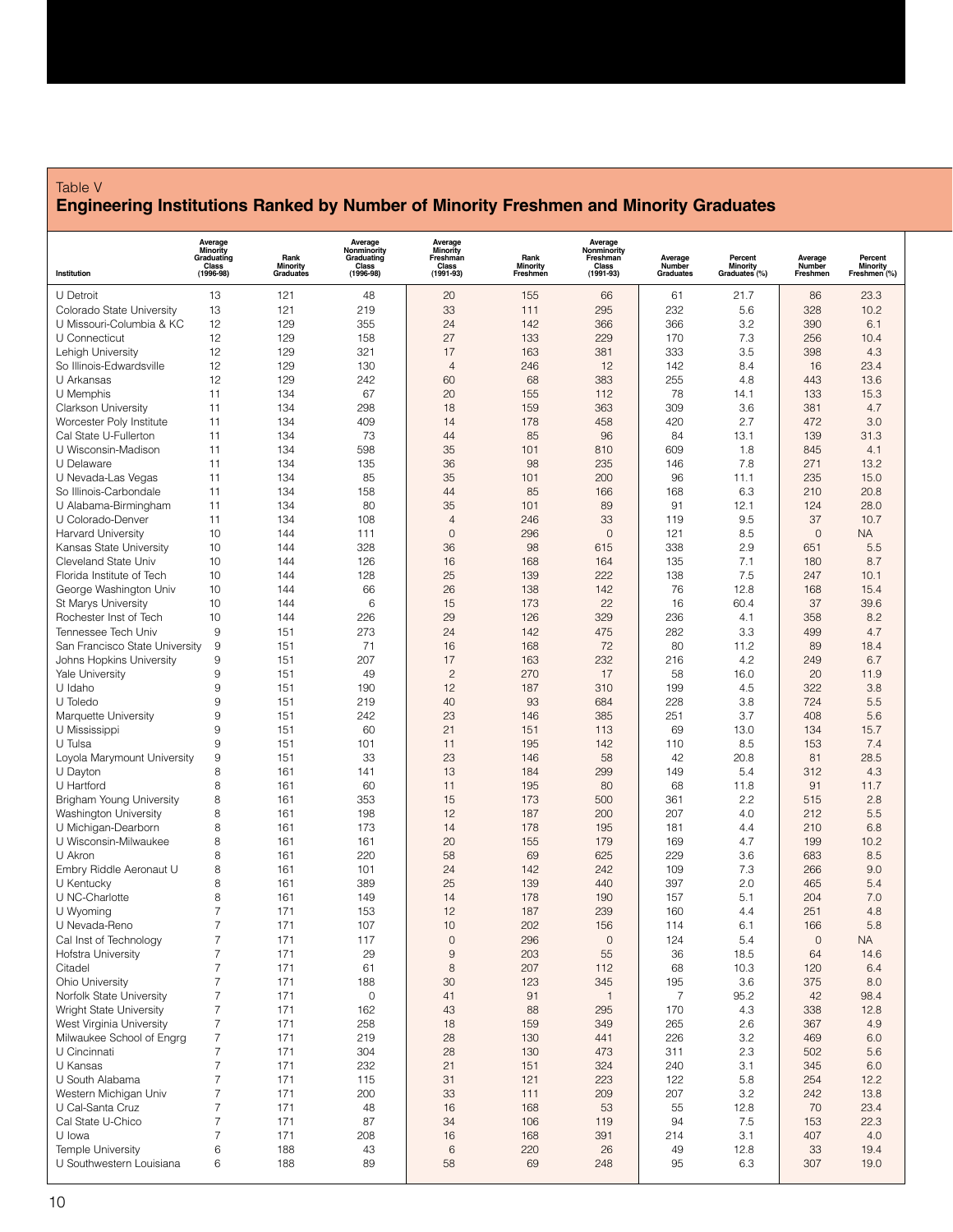Table V

## Engineering Institutions Ranked by Number of Minority Freshmen and Minority Graduates

| Institution | Average Minority Graduating Class (1996-98) | Rank Minority Graduates | Average Nonminority Graduating Class (1996-98) | Average Minority Freshman Class (1991-93) | Rank Minority Freshmen | Average Nonminority Freshman Class (1991-93) | Average Number Graduates | Percent Minority Graduates (%) | Average Number Freshmen | Percent Minority Freshmen (%) |
|---|---|---|---|---|---|---|---|---|---|---|
| U Detroit | 13 | 121 | 48 | 20 | 155 | 66 | 61 | 21.7 | 86 | 23.3 |
| Colorado State University | 13 | 121 | 219 | 33 | 111 | 295 | 232 | 5.6 | 328 | 10.2 |
| U Missouri-Columbia & KC | 12 | 129 | 355 | 24 | 142 | 366 | 366 | 3.2 | 390 | 6.1 |
| U Connecticut | 12 | 129 | 158 | 27 | 133 | 229 | 170 | 7.3 | 256 | 10.4 |
| Lehigh University | 12 | 129 | 321 | 17 | 163 | 381 | 333 | 3.5 | 398 | 4.3 |
| So Illinois-Edwardsville | 12 | 129 | 130 | 4 | 246 | 12 | 142 | 8.4 | 16 | 23.4 |
| U Arkansas | 12 | 129 | 242 | 60 | 68 | 383 | 255 | 4.8 | 443 | 13.6 |
| U Memphis | 11 | 134 | 67 | 20 | 155 | 112 | 78 | 14.1 | 133 | 15.3 |
| Clarkson University | 11 | 134 | 298 | 18 | 159 | 363 | 309 | 3.6 | 381 | 4.7 |
| Worcester Poly Institute | 11 | 134 | 409 | 14 | 178 | 458 | 420 | 2.7 | 472 | 3.0 |
| Cal State U-Fullerton | 11 | 134 | 73 | 44 | 85 | 96 | 84 | 13.1 | 139 | 31.3 |
| U Wisconsin-Madison | 11 | 134 | 598 | 35 | 101 | 810 | 609 | 1.8 | 845 | 4.1 |
| U Delaware | 11 | 134 | 135 | 36 | 98 | 235 | 146 | 7.8 | 271 | 13.2 |
| U Nevada-Las Vegas | 11 | 134 | 85 | 35 | 101 | 200 | 96 | 11.1 | 235 | 15.0 |
| So Illinois-Carbondale | 11 | 134 | 158 | 44 | 85 | 166 | 168 | 6.3 | 210 | 20.8 |
| U Alabama-Birmingham | 11 | 134 | 80 | 35 | 101 | 89 | 91 | 12.1 | 124 | 28.0 |
| U Colorado-Denver | 11 | 134 | 108 | 4 | 246 | 33 | 119 | 9.5 | 37 | 10.7 |
| Harvard University | 10 | 144 | 111 | 0 | 296 | 0 | 121 | 8.5 | 0 | NA |
| Kansas State University | 10 | 144 | 328 | 36 | 98 | 615 | 338 | 2.9 | 651 | 5.5 |
| Cleveland State Univ | 10 | 144 | 126 | 16 | 168 | 164 | 135 | 7.1 | 180 | 8.7 |
| Florida Institute of Tech | 10 | 144 | 128 | 25 | 139 | 222 | 138 | 7.5 | 247 | 10.1 |
| George Washington Univ | 10 | 144 | 66 | 26 | 138 | 142 | 76 | 12.8 | 168 | 15.4 |
| St Marys University | 10 | 144 | 6 | 15 | 173 | 22 | 16 | 60.4 | 37 | 39.6 |
| Rochester Inst of Tech | 10 | 144 | 226 | 29 | 126 | 329 | 236 | 4.1 | 358 | 8.2 |
| Tennessee Tech Univ | 9 | 151 | 273 | 24 | 142 | 475 | 282 | 3.3 | 499 | 4.7 |
| San Francisco State University | 9 | 151 | 71 | 16 | 168 | 72 | 80 | 11.2 | 89 | 18.4 |
| Johns Hopkins University | 9 | 151 | 207 | 17 | 163 | 232 | 216 | 4.2 | 249 | 6.7 |
| Yale University | 9 | 151 | 49 | 2 | 270 | 17 | 58 | 16.0 | 20 | 11.9 |
| U Idaho | 9 | 151 | 190 | 12 | 187 | 310 | 199 | 4.5 | 322 | 3.8 |
| U Toledo | 9 | 151 | 219 | 40 | 93 | 684 | 228 | 3.8 | 724 | 5.5 |
| Marquette University | 9 | 151 | 242 | 23 | 146 | 385 | 251 | 3.7 | 408 | 5.6 |
| U Mississippi | 9 | 151 | 60 | 21 | 151 | 113 | 69 | 13.0 | 134 | 15.7 |
| U Tulsa | 9 | 151 | 101 | 11 | 195 | 142 | 110 | 8.5 | 153 | 7.4 |
| Loyola Marymount University | 9 | 151 | 33 | 23 | 146 | 58 | 42 | 20.8 | 81 | 28.5 |
| U Dayton | 8 | 161 | 141 | 13 | 184 | 299 | 149 | 5.4 | 312 | 4.3 |
| U Hartford | 8 | 161 | 60 | 11 | 195 | 80 | 68 | 11.8 | 91 | 11.7 |
| Brigham Young University | 8 | 161 | 353 | 15 | 173 | 500 | 361 | 2.2 | 515 | 2.8 |
| Washington University | 8 | 161 | 198 | 12 | 187 | 200 | 207 | 4.0 | 212 | 5.5 |
| U Michigan-Dearborn | 8 | 161 | 173 | 14 | 178 | 195 | 181 | 4.4 | 210 | 6.8 |
| U Wisconsin-Milwaukee | 8 | 161 | 161 | 20 | 155 | 179 | 169 | 4.7 | 199 | 10.2 |
| U Akron | 8 | 161 | 220 | 58 | 69 | 625 | 229 | 3.6 | 683 | 8.5 |
| Embry Riddle Aeronaut U | 8 | 161 | 101 | 24 | 142 | 242 | 109 | 7.3 | 266 | 9.0 |
| U Kentucky | 8 | 161 | 389 | 25 | 139 | 440 | 397 | 2.0 | 465 | 5.4 |
| U NC-Charlotte | 8 | 161 | 149 | 14 | 178 | 190 | 157 | 5.1 | 204 | 7.0 |
| U Wyoming | 7 | 171 | 153 | 12 | 187 | 239 | 160 | 4.4 | 251 | 4.8 |
| U Nevada-Reno | 7 | 171 | 107 | 10 | 202 | 156 | 114 | 6.1 | 166 | 5.8 |
| Cal Inst of Technology | 7 | 171 | 117 | 0 | 296 | 0 | 124 | 5.4 | 0 | NA |
| Hofstra University | 7 | 171 | 29 | 9 | 203 | 55 | 36 | 18.5 | 64 | 14.6 |
| Citadel | 7 | 171 | 61 | 8 | 207 | 112 | 68 | 10.3 | 120 | 6.4 |
| Ohio University | 7 | 171 | 188 | 30 | 123 | 345 | 195 | 3.6 | 375 | 8.0 |
| Norfolk State University | 7 | 171 | 0 | 41 | 91 | 1 | 7 | 95.2 | 42 | 98.4 |
| Wright State University | 7 | 171 | 162 | 43 | 88 | 295 | 170 | 4.3 | 338 | 12.8 |
| West Virginia University | 7 | 171 | 258 | 18 | 159 | 349 | 265 | 2.6 | 367 | 4.9 |
| Milwaukee School of Engrg | 7 | 171 | 219 | 28 | 130 | 441 | 226 | 3.2 | 469 | 6.0 |
| U Cincinnati | 7 | 171 | 304 | 28 | 130 | 473 | 311 | 2.3 | 502 | 5.6 |
| U Kansas | 7 | 171 | 232 | 21 | 151 | 324 | 240 | 3.1 | 345 | 6.0 |
| U South Alabama | 7 | 171 | 115 | 31 | 121 | 223 | 122 | 5.8 | 254 | 12.2 |
| Western Michigan Univ | 7 | 171 | 200 | 33 | 111 | 209 | 207 | 3.2 | 242 | 13.8 |
| U Cal-Santa Cruz | 7 | 171 | 48 | 16 | 168 | 53 | 55 | 12.8 | 70 | 23.4 |
| Cal State U-Chico | 7 | 171 | 87 | 34 | 106 | 119 | 94 | 7.5 | 153 | 22.3 |
| U Iowa | 7 | 171 | 208 | 16 | 168 | 391 | 214 | 3.1 | 407 | 4.0 |
| Temple University | 6 | 188 | 43 | 6 | 220 | 26 | 49 | 12.8 | 33 | 19.4 |
| U Southwestern Louisiana | 6 | 188 | 89 | 58 | 69 | 248 | 95 | 6.3 | 307 | 19.0 |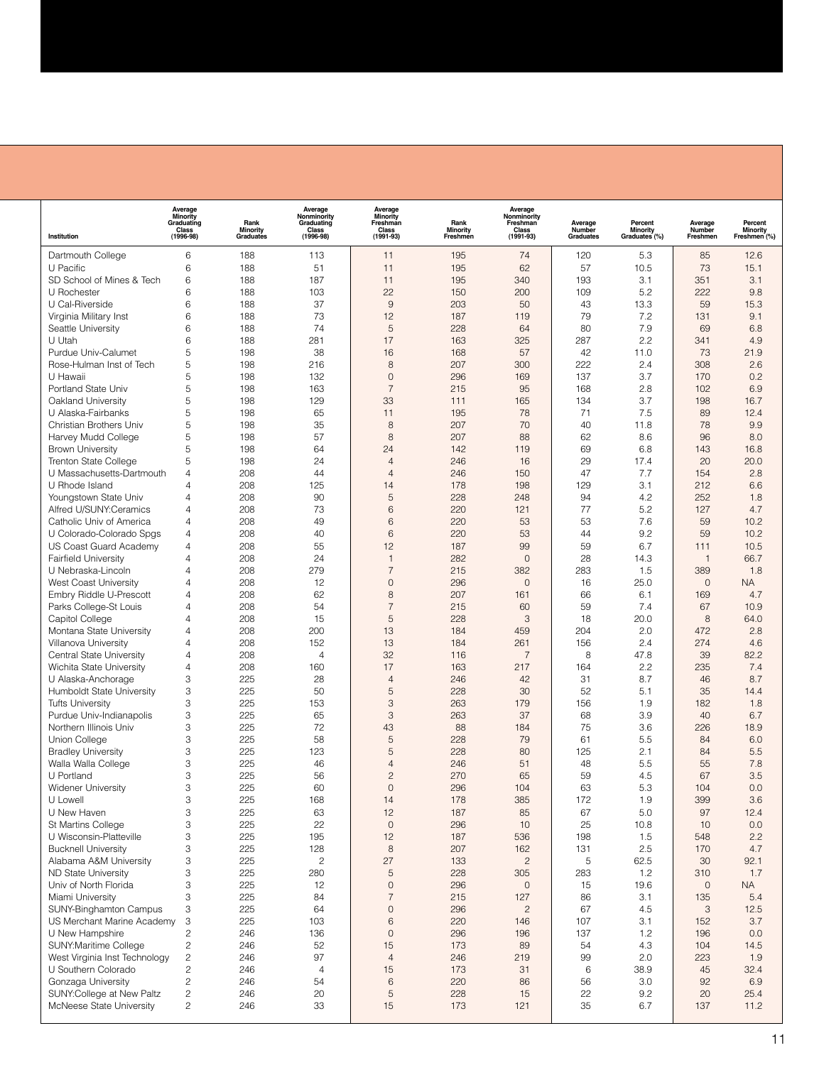| Institution | Average Minority Graduating Class (1996-98) | Rank Minority Graduates | Average Nonminority Graduating Class (1996-98) | Average Minority Freshman Class (1991-93) | Rank Minority Freshmen | Average Nonminority Freshman Class (1991-93) | Average Number Graduates | Percent Minority Graduates (%) | Average Number Freshmen | Percent Minority Freshmen (%) |
|---|---|---|---|---|---|---|---|---|---|---|
| Dartmouth College | 6 | 188 | 113 | 11 | 195 | 74 | 120 | 5.3 | 85 | 12.6 |
| U Pacific | 6 | 188 | 51 | 11 | 195 | 62 | 57 | 10.5 | 73 | 15.1 |
| SD School of Mines & Tech | 6 | 188 | 187 | 11 | 195 | 340 | 193 | 3.1 | 351 | 3.1 |
| U Rochester | 6 | 188 | 103 | 22 | 150 | 200 | 109 | 5.2 | 222 | 9.8 |
| U Cal-Riverside | 6 | 188 | 37 | 9 | 203 | 50 | 43 | 13.3 | 59 | 15.3 |
| Virginia Military Inst | 6 | 188 | 73 | 12 | 187 | 119 | 79 | 7.2 | 131 | 9.1 |
| Seattle University | 6 | 188 | 74 | 5 | 228 | 64 | 80 | 7.9 | 69 | 6.8 |
| U Utah | 6 | 188 | 281 | 17 | 163 | 325 | 287 | 2.2 | 341 | 4.9 |
| Purdue Univ-Calumet | 5 | 198 | 38 | 16 | 168 | 57 | 42 | 11.0 | 73 | 21.9 |
| Rose-Hulman Inst of Tech | 5 | 198 | 216 | 8 | 207 | 300 | 222 | 2.4 | 308 | 2.6 |
| U Hawaii | 5 | 198 | 132 | 0 | 296 | 169 | 137 | 3.7 | 170 | 0.2 |
| Portland State Univ | 5 | 198 | 163 | 7 | 215 | 95 | 168 | 2.8 | 102 | 6.9 |
| Oakland University | 5 | 198 | 129 | 33 | 111 | 165 | 134 | 3.7 | 198 | 16.7 |
| U Alaska-Fairbanks | 5 | 198 | 65 | 11 | 195 | 78 | 71 | 7.5 | 89 | 12.4 |
| Christian Brothers Univ | 5 | 198 | 35 | 8 | 207 | 70 | 40 | 11.8 | 78 | 9.9 |
| Harvey Mudd College | 5 | 198 | 57 | 8 | 207 | 88 | 62 | 8.6 | 96 | 8.0 |
| Brown University | 5 | 198 | 64 | 24 | 142 | 119 | 69 | 6.8 | 143 | 16.8 |
| Trenton State College | 5 | 198 | 24 | 4 | 246 | 16 | 29 | 17.4 | 20 | 20.0 |
| U Massachusetts-Dartmouth | 4 | 208 | 44 | 4 | 246 | 150 | 47 | 7.7 | 154 | 2.8 |
| U Rhode Island | 4 | 208 | 125 | 14 | 178 | 198 | 129 | 3.1 | 212 | 6.6 |
| Youngstown State Univ | 4 | 208 | 90 | 5 | 228 | 248 | 94 | 4.2 | 252 | 1.8 |
| Alfred U/SUNY:Ceramics | 4 | 208 | 73 | 6 | 220 | 121 | 77 | 5.2 | 127 | 4.7 |
| Catholic Univ of America | 4 | 208 | 49 | 6 | 220 | 53 | 53 | 7.6 | 59 | 10.2 |
| U Colorado-Colorado Spgs | 4 | 208 | 40 | 6 | 220 | 53 | 44 | 9.2 | 59 | 10.2 |
| US Coast Guard Academy | 4 | 208 | 55 | 12 | 187 | 99 | 59 | 6.7 | 111 | 10.5 |
| Fairfield University | 4 | 208 | 24 | 1 | 282 | 0 | 28 | 14.3 | 1 | 66.7 |
| U Nebraska-Lincoln | 4 | 208 | 279 | 7 | 215 | 382 | 283 | 1.5 | 389 | 1.8 |
| West Coast University | 4 | 208 | 12 | 0 | 296 | 0 | 16 | 25.0 | 0 | NA |
| Embry Riddle U-Prescott | 4 | 208 | 62 | 8 | 207 | 161 | 66 | 6.1 | 169 | 4.7 |
| Parks College-St Louis | 4 | 208 | 54 | 7 | 215 | 60 | 59 | 7.4 | 67 | 10.9 |
| Capitol College | 4 | 208 | 15 | 5 | 228 | 3 | 18 | 20.0 | 8 | 64.0 |
| Montana State University | 4 | 208 | 200 | 13 | 184 | 459 | 204 | 2.0 | 472 | 2.8 |
| Villanova University | 4 | 208 | 152 | 13 | 184 | 261 | 156 | 2.4 | 274 | 4.6 |
| Central State University | 4 | 208 | 4 | 32 | 116 | 7 | 8 | 47.8 | 39 | 82.2 |
| Wichita State University | 4 | 208 | 160 | 17 | 163 | 217 | 164 | 2.2 | 235 | 7.4 |
| U Alaska-Anchorage | 3 | 225 | 28 | 4 | 246 | 42 | 31 | 8.7 | 46 | 8.7 |
| Humboldt State University | 3 | 225 | 50 | 5 | 228 | 30 | 52 | 5.1 | 35 | 14.4 |
| Tufts University | 3 | 225 | 153 | 3 | 263 | 179 | 156 | 1.9 | 182 | 1.8 |
| Purdue Univ-Indianapolis | 3 | 225 | 65 | 3 | 263 | 37 | 68 | 3.9 | 40 | 6.7 |
| Northern Illinois Univ | 3 | 225 | 72 | 43 | 88 | 184 | 75 | 3.6 | 226 | 18.9 |
| Union College | 3 | 225 | 58 | 5 | 228 | 79 | 61 | 5.5 | 84 | 6.0 |
| Bradley University | 3 | 225 | 123 | 5 | 228 | 80 | 125 | 2.1 | 84 | 5.5 |
| Walla Walla College | 3 | 225 | 46 | 4 | 246 | 51 | 48 | 5.5 | 55 | 7.8 |
| U Portland | 3 | 225 | 56 | 2 | 270 | 65 | 59 | 4.5 | 67 | 3.5 |
| Widener University | 3 | 225 | 60 | 0 | 296 | 104 | 63 | 5.3 | 104 | 0.0 |
| U Lowell | 3 | 225 | 168 | 14 | 178 | 385 | 172 | 1.9 | 399 | 3.6 |
| U New Haven | 3 | 225 | 63 | 12 | 187 | 85 | 67 | 5.0 | 97 | 12.4 |
| St Martins College | 3 | 225 | 22 | 0 | 296 | 10 | 25 | 10.8 | 10 | 0.0 |
| U Wisconsin-Platteville | 3 | 225 | 195 | 12 | 187 | 536 | 198 | 1.5 | 548 | 2.2 |
| Bucknell University | 3 | 225 | 128 | 8 | 207 | 162 | 131 | 2.5 | 170 | 4.7 |
| Alabama A&M University | 3 | 225 | 2 | 27 | 133 | 2 | 5 | 62.5 | 30 | 92.1 |
| ND State University | 3 | 225 | 280 | 5 | 228 | 305 | 283 | 1.2 | 310 | 1.7 |
| Univ of North Florida | 3 | 225 | 12 | 0 | 296 | 0 | 15 | 19.6 | 0 | NA |
| Miami University | 3 | 225 | 84 | 7 | 215 | 127 | 86 | 3.1 | 135 | 5.4 |
| SUNY-Binghamton Campus | 3 | 225 | 64 | 0 | 296 | 2 | 67 | 4.5 | 3 | 12.5 |
| US Merchant Marine Academy | 3 | 225 | 103 | 6 | 220 | 146 | 107 | 3.1 | 152 | 3.7 |
| U New Hampshire | 2 | 246 | 136 | 0 | 296 | 196 | 137 | 1.2 | 196 | 0.0 |
| SUNY:Maritime College | 2 | 246 | 52 | 15 | 173 | 89 | 54 | 4.3 | 104 | 14.5 |
| West Virginia Inst Technology | 2 | 246 | 97 | 4 | 246 | 219 | 99 | 2.0 | 223 | 1.9 |
| U Southern Colorado | 2 | 246 | 4 | 15 | 173 | 31 | 6 | 38.9 | 45 | 32.4 |
| Gonzaga University | 2 | 246 | 54 | 6 | 220 | 86 | 56 | 3.0 | 92 | 6.9 |
| SUNY:College at New Paltz | 2 | 246 | 20 | 5 | 228 | 15 | 22 | 9.2 | 20 | 25.4 |
| McNeese State University | 2 | 246 | 33 | 15 | 173 | 121 | 35 | 6.7 | 137 | 11.2 |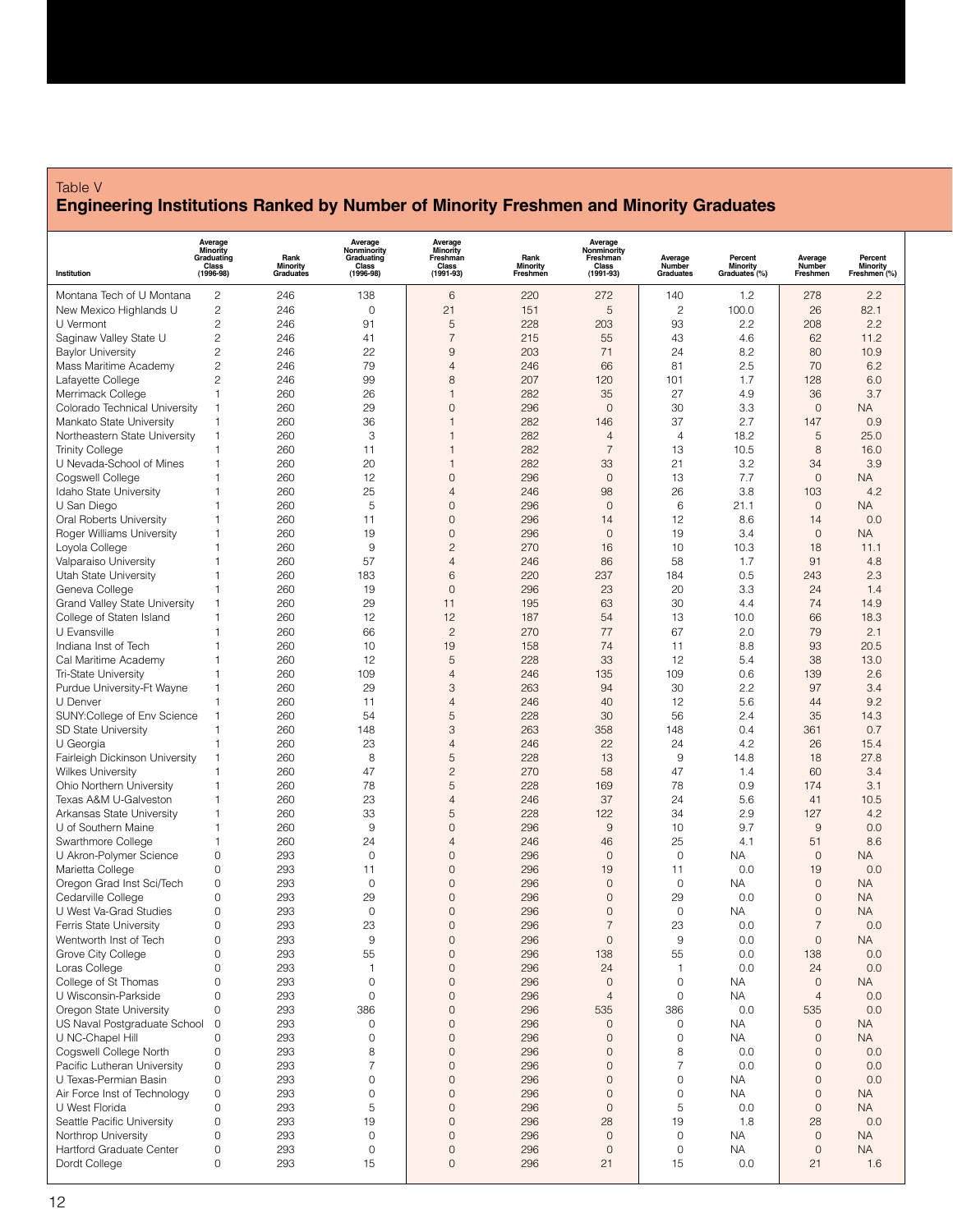Table V

## Engineering Institutions Ranked by Number of Minority Freshmen and Minority Graduates

| Institution | Average Minority Graduating Class (1996-98) | Rank Minority Graduates | Average Nonminority Graduating Class (1996-98) | Average Minority Freshman Class (1991-93) | Rank Minority Freshmen | Average Nonminority Freshman Class (1991-93) | Average Number Graduates | Percent Minority Graduates (%) | Average Number Freshmen | Percent Minority Freshmen (%) |
|---|---|---|---|---|---|---|---|---|---|---|
| Montana Tech of U Montana | 2 | 246 | 138 | 6 | 220 | 272 | 140 | 1.2 | 278 | 2.2 |
| New Mexico Highlands U | 2 | 246 | 0 | 21 | 151 | 5 | 2 | 100.0 | 26 | 82.1 |
| U Vermont | 2 | 246 | 91 | 5 | 228 | 203 | 93 | 2.2 | 208 | 2.2 |
| Saginaw Valley State U | 2 | 246 | 41 | 7 | 215 | 55 | 43 | 4.6 | 62 | 11.2 |
| Baylor University | 2 | 246 | 22 | 9 | 203 | 71 | 24 | 8.2 | 80 | 10.9 |
| Mass Maritime Academy | 2 | 246 | 79 | 4 | 246 | 66 | 81 | 2.5 | 70 | 6.2 |
| Lafayette College | 2 | 246 | 99 | 8 | 207 | 120 | 101 | 1.7 | 128 | 6.0 |
| Merrimack College | 1 | 260 | 26 | 1 | 282 | 35 | 27 | 4.9 | 36 | 3.7 |
| Colorado Technical University | 1 | 260 | 29 | 0 | 296 | 0 | 30 | 3.3 | 0 | NA |
| Mankato State University | 1 | 260 | 36 | 1 | 282 | 146 | 37 | 2.7 | 147 | 0.9 |
| Northeastern State University | 1 | 260 | 3 | 1 | 282 | 4 | 4 | 18.2 | 5 | 25.0 |
| Trinity College | 1 | 260 | 11 | 1 | 282 | 7 | 13 | 10.5 | 8 | 16.0 |
| U Nevada-School of Mines | 1 | 260 | 20 | 1 | 282 | 33 | 21 | 3.2 | 34 | 3.9 |
| Cogswell College | 1 | 260 | 12 | 0 | 296 | 0 | 13 | 7.7 | 0 | NA |
| Idaho State University | 1 | 260 | 25 | 4 | 246 | 98 | 26 | 3.8 | 103 | 4.2 |
| U San Diego | 1 | 260 | 5 | 0 | 296 | 0 | 6 | 21.1 | 0 | NA |
| Oral Roberts University | 1 | 260 | 11 | 0 | 296 | 14 | 12 | 8.6 | 14 | 0.0 |
| Roger Williams University | 1 | 260 | 19 | 0 | 296 | 0 | 19 | 3.4 | 0 | NA |
| Loyola College | 1 | 260 | 9 | 2 | 270 | 16 | 10 | 10.3 | 18 | 11.1 |
| Valparaiso University | 1 | 260 | 57 | 4 | 246 | 86 | 58 | 1.7 | 91 | 4.8 |
| Utah State University | 1 | 260 | 183 | 6 | 220 | 237 | 184 | 0.5 | 243 | 2.3 |
| Geneva College | 1 | 260 | 19 | 0 | 296 | 23 | 20 | 3.3 | 24 | 1.4 |
| Grand Valley State University | 1 | 260 | 29 | 11 | 195 | 63 | 30 | 4.4 | 74 | 14.9 |
| College of Staten Island | 1 | 260 | 12 | 12 | 187 | 54 | 13 | 10.0 | 66 | 18.3 |
| U Evansville | 1 | 260 | 66 | 2 | 270 | 77 | 67 | 2.0 | 79 | 2.1 |
| Indiana Inst of Tech | 1 | 260 | 10 | 19 | 158 | 74 | 11 | 8.8 | 93 | 20.5 |
| Cal Maritime Academy | 1 | 260 | 12 | 5 | 228 | 33 | 12 | 5.4 | 38 | 13.0 |
| Tri-State University | 1 | 260 | 109 | 4 | 246 | 135 | 109 | 0.6 | 139 | 2.6 |
| Purdue University-Ft Wayne | 1 | 260 | 29 | 3 | 263 | 94 | 30 | 2.2 | 97 | 3.4 |
| U Denver | 1 | 260 | 11 | 4 | 246 | 40 | 12 | 5.6 | 44 | 9.2 |
| SUNY:College of Env Science | 1 | 260 | 54 | 5 | 228 | 30 | 56 | 2.4 | 35 | 14.3 |
| SD State University | 1 | 260 | 148 | 3 | 263 | 358 | 148 | 0.4 | 361 | 0.7 |
| U Georgia | 1 | 260 | 23 | 4 | 246 | 22 | 24 | 4.2 | 26 | 15.4 |
| Fairleigh Dickinson University | 1 | 260 | 8 | 5 | 228 | 13 | 9 | 14.8 | 18 | 27.8 |
| Wilkes University | 1 | 260 | 47 | 2 | 270 | 58 | 47 | 1.4 | 60 | 3.4 |
| Ohio Northern University | 1 | 260 | 78 | 5 | 228 | 169 | 78 | 0.9 | 174 | 3.1 |
| Texas A&M U-Galveston | 1 | 260 | 23 | 4 | 246 | 37 | 24 | 5.6 | 41 | 10.5 |
| Arkansas State University | 1 | 260 | 33 | 5 | 228 | 122 | 34 | 2.9 | 127 | 4.2 |
| U of Southern Maine | 1 | 260 | 9 | 0 | 296 | 9 | 10 | 9.7 | 9 | 0.0 |
| Swarthmore College | 1 | 260 | 24 | 4 | 246 | 46 | 25 | 4.1 | 51 | 8.6 |
| U Akron-Polymer Science | 0 | 293 | 0 | 0 | 296 | 0 | 0 | NA | 0 | NA |
| Marietta College | 0 | 293 | 11 | 0 | 296 | 19 | 11 | 0.0 | 19 | 0.0 |
| Oregon Grad Inst Sci/Tech | 0 | 293 | 0 | 0 | 296 | 0 | 0 | NA | 0 | NA |
| Cedarville College | 0 | 293 | 29 | 0 | 296 | 0 | 29 | 0.0 | 0 | NA |
| U West Va-Grad Studies | 0 | 293 | 0 | 0 | 296 | 0 | 0 | NA | 0 | NA |
| Ferris State University | 0 | 293 | 23 | 0 | 296 | 7 | 23 | 0.0 | 7 | 0.0 |
| Wentworth Inst of Tech | 0 | 293 | 9 | 0 | 296 | 0 | 9 | 0.0 | 0 | NA |
| Grove City College | 0 | 293 | 55 | 0 | 296 | 138 | 55 | 0.0 | 138 | 0.0 |
| Loras College | 0 | 293 | 1 | 0 | 296 | 24 | 1 | 0.0 | 24 | 0.0 |
| College of St Thomas | 0 | 293 | 0 | 0 | 296 | 0 | 0 | NA | 0 | NA |
| U Wisconsin-Parkside | 0 | 293 | 0 | 0 | 296 | 4 | 0 | NA | 4 | 0.0 |
| Oregon State University | 0 | 293 | 386 | 0 | 296 | 535 | 386 | 0.0 | 535 | 0.0 |
| US Naval Postgraduate School | 0 | 293 | 0 | 0 | 296 | 0 | 0 | NA | 0 | NA |
| U NC-Chapel Hill | 0 | 293 | 0 | 0 | 296 | 0 | 0 | NA | 0 | NA |
| Cogswell College North | 0 | 293 | 8 | 0 | 296 | 0 | 8 | 0.0 | 0 | 0.0 |
| Pacific Lutheran University | 0 | 293 | 7 | 0 | 296 | 0 | 7 | 0.0 | 0 | 0.0 |
| U Texas-Permian Basin | 0 | 293 | 0 | 0 | 296 | 0 | 0 | NA | 0 | 0.0 |
| Air Force Inst of Technology | 0 | 293 | 0 | 0 | 296 | 0 | 0 | NA | 0 | NA |
| U West Florida | 0 | 293 | 5 | 0 | 296 | 0 | 5 | 0.0 | 0 | NA |
| Seattle Pacific University | 0 | 293 | 19 | 0 | 296 | 28 | 19 | 1.8 | 28 | 0.0 |
| Northrop University | 0 | 293 | 0 | 0 | 296 | 0 | 0 | NA | 0 | NA |
| Hartford Graduate Center | 0 | 293 | 0 | 0 | 296 | 0 | 0 | NA | 0 | NA |
| Dordt College | 0 | 293 | 15 | 0 | 296 | 21 | 15 | 0.0 | 21 | 1.6 |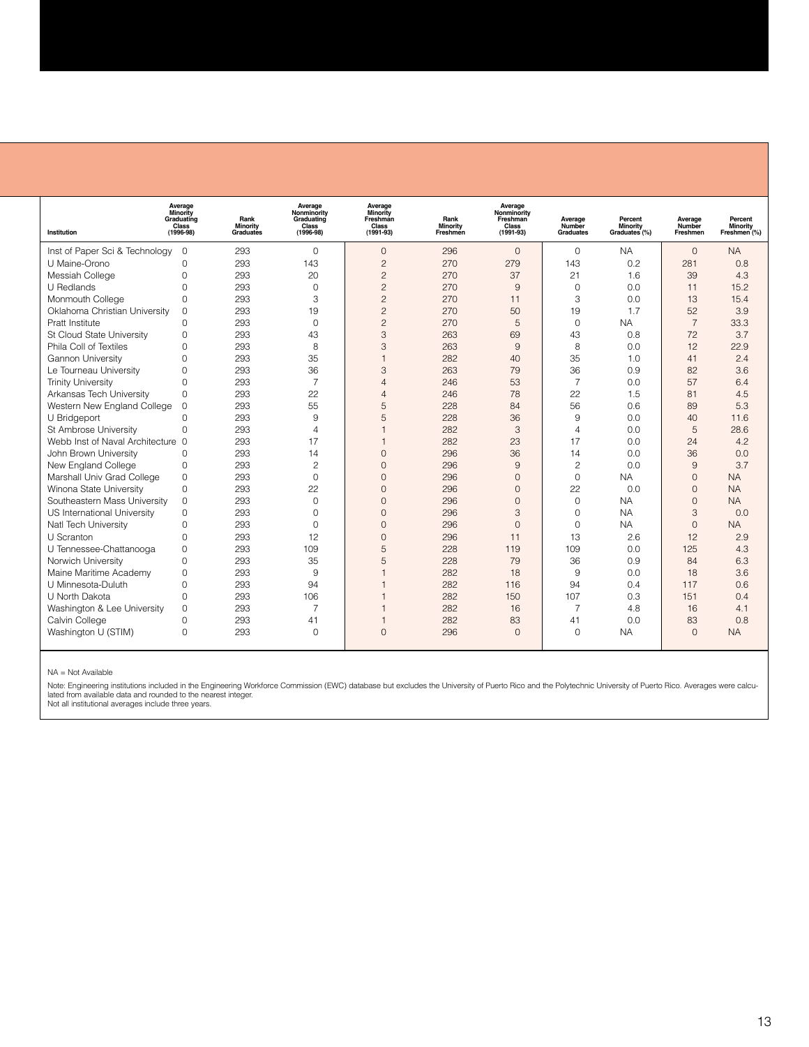| Institution | Average Minority Graduating Class (1996-98) | Rank Minority Graduates | Average Nonminority Graduating Class (1996-98) | Average Minority Freshman Class (1991-93) | Rank Minority Freshmen | Average Nonminority Freshman Class (1991-93) | Average Number Graduates | Percent Minority Graduates (%) | Average Number Freshmen | Percent Minority Freshmen (%) |
|---|---|---|---|---|---|---|---|---|---|---|
| Inst of Paper Sci & Technology | 0 | 293 | 0 | 0 | 296 | 0 | 0 | NA | 0 | NA |
| U Maine-Orono | 0 | 293 | 143 | 2 | 270 | 279 | 143 | 0.2 | 281 | 0.8 |
| Messiah College | 0 | 293 | 20 | 2 | 270 | 37 | 21 | 1.6 | 39 | 4.3 |
| U Redlands | 0 | 293 | 0 | 2 | 270 | 9 | 0 | 0.0 | 11 | 15.2 |
| Monmouth College | 0 | 293 | 3 | 2 | 270 | 11 | 3 | 0.0 | 13 | 15.4 |
| Oklahoma Christian University | 0 | 293 | 19 | 2 | 270 | 50 | 19 | 1.7 | 52 | 3.9 |
| Pratt Institute | 0 | 293 | 0 | 2 | 270 | 5 | 0 | NA | 7 | 33.3 |
| St Cloud State University | 0 | 293 | 43 | 3 | 263 | 69 | 43 | 0.8 | 72 | 3.7 |
| Phila Coll of Textiles | 0 | 293 | 8 | 3 | 263 | 9 | 8 | 0.0 | 12 | 22.9 |
| Gannon University | 0 | 293 | 35 | 1 | 282 | 40 | 35 | 1.0 | 41 | 2.4 |
| Le Tourneau University | 0 | 293 | 36 | 3 | 263 | 79 | 36 | 0.9 | 82 | 3.6 |
| Trinity University | 0 | 293 | 7 | 4 | 246 | 53 | 7 | 0.0 | 57 | 6.4 |
| Arkansas Tech University | 0 | 293 | 22 | 4 | 246 | 78 | 22 | 1.5 | 81 | 4.5 |
| Western New England College | 0 | 293 | 55 | 5 | 228 | 84 | 56 | 0.6 | 89 | 5.3 |
| U Bridgeport | 0 | 293 | 9 | 5 | 228 | 36 | 9 | 0.0 | 40 | 11.6 |
| St Ambrose University | 0 | 293 | 4 | 1 | 282 | 3 | 4 | 0.0 | 5 | 28.6 |
| Webb Inst of Naval Architecture | 0 | 293 | 17 | 1 | 282 | 23 | 17 | 0.0 | 24 | 4.2 |
| John Brown University | 0 | 293 | 14 | 0 | 296 | 36 | 14 | 0.0 | 36 | 0.0 |
| New England College | 0 | 293 | 2 | 0 | 296 | 9 | 2 | 0.0 | 9 | 3.7 |
| Marshall Univ Grad College | 0 | 293 | 0 | 0 | 296 | 0 | 0 | NA | 0 | NA |
| Winona State University | 0 | 293 | 22 | 0 | 296 | 0 | 22 | 0.0 | 0 | NA |
| Southeastern Mass University | 0 | 293 | 0 | 0 | 296 | 0 | 0 | NA | 0 | NA |
| US International University | 0 | 293 | 0 | 0 | 296 | 3 | 0 | NA | 3 | 0.0 |
| Natl Tech University | 0 | 293 | 0 | 0 | 296 | 0 | 0 | NA | 0 | NA |
| U Scranton | 0 | 293 | 12 | 0 | 296 | 11 | 13 | 2.6 | 12 | 2.9 |
| U Tennessee-Chattanooga | 0 | 293 | 109 | 5 | 228 | 119 | 109 | 0.0 | 125 | 4.3 |
| Norwich University | 0 | 293 | 35 | 5 | 228 | 79 | 36 | 0.9 | 84 | 6.3 |
| Maine Maritime Academy | 0 | 293 | 9 | 1 | 282 | 18 | 9 | 0.0 | 18 | 3.6 |
| U Minnesota-Duluth | 0 | 293 | 94 | 1 | 282 | 116 | 94 | 0.4 | 117 | 0.6 |
| U North Dakota | 0 | 293 | 106 | 1 | 282 | 150 | 107 | 0.3 | 151 | 0.4 |
| Washington & Lee University | 0 | 293 | 7 | 1 | 282 | 16 | 7 | 4.8 | 16 | 4.1 |
| Calvin College | 0 | 293 | 41 | 1 | 282 | 83 | 41 | 0.0 | 83 | 0.8 |
| Washington U (STIM) | 0 | 293 | 0 | 0 | 296 | 0 | 0 | NA | 0 | NA |

NA = Not Available

Note: Engineering institutions included in the Engineering Workforce Commission (EWC) database but excludes the University of Puerto Rico and the Polytechnic University of Puerto Rico. Averages were calculated from available data and rounded to the nearest integer.
Not all institutional averages include three years.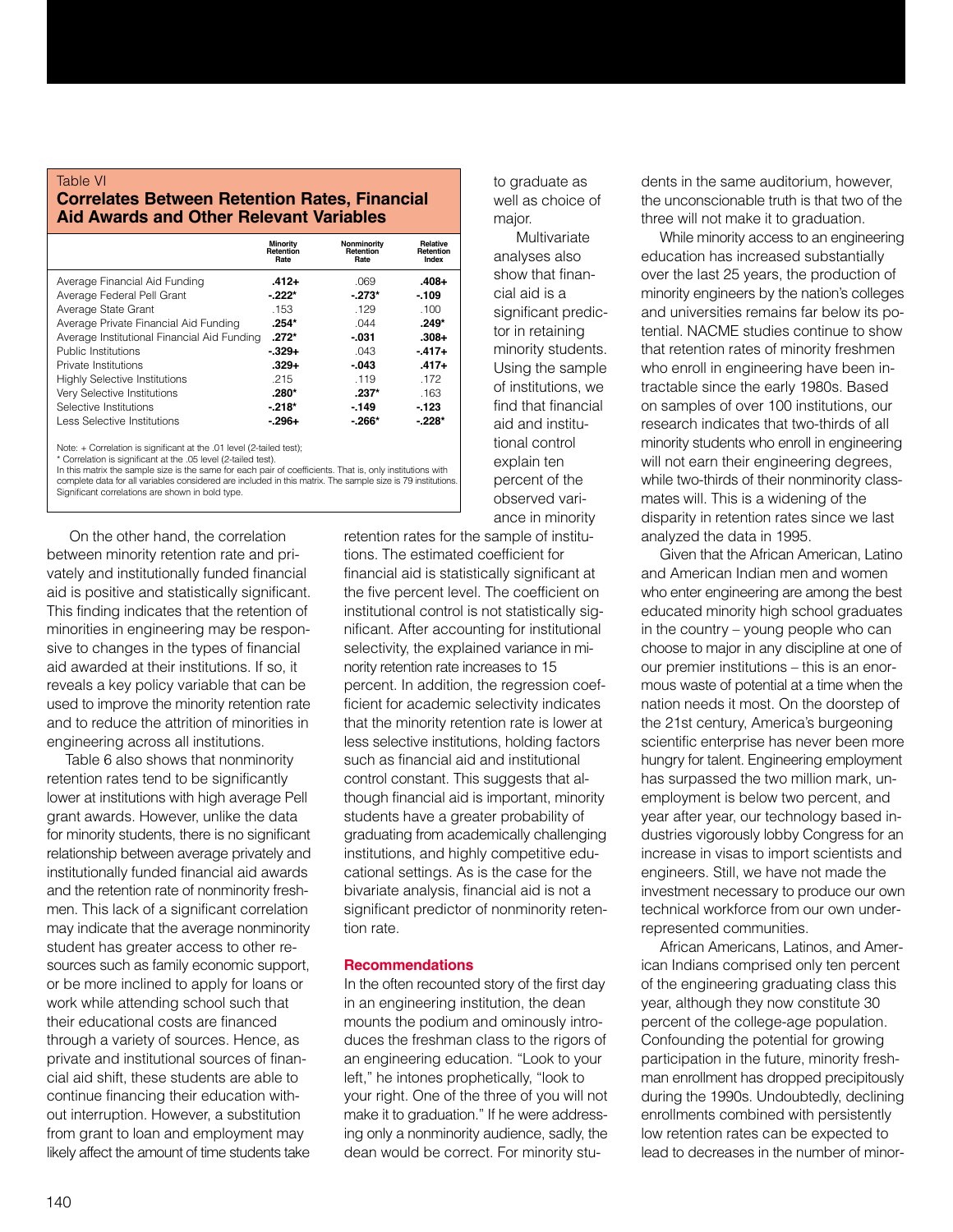Table VI

**Correlates Between Retention Rates, Financial Aid Awards and Other Relevant Variables**

| | Minority Retention Rate | Nonminority Retention Rate | Relative Retention Index |
|---|---|---|---|
| Average Financial Aid Funding | **.412+** | .069 | **.408+** |
| Average Federal Pell Grant | **-.222*** | **-.273*** | -.109 |
| Average State Grant | .153 | .129 | .100 |
| Average Private Financial Aid Funding | **.254*** | .044 | **.249*** |
| Average Institutional Financial Aid Funding | **.272*** | -.031 | **.308+** |
| Public Institutions | **-.329+** | .043 | **-.417+** |
| Private Institutions | **.329+** | -.043 | **.417+** |
| Highly Selective Institutions | .215 | .119 | .172 |
| Very Selective Institutions | **.280*** | **.237*** | .163 |
| Selective Institutions | **-.218*** | -.149 | -.123 |
| Less Selective Institutions | **-.296+** | **-.266*** | **-.228*** |

Note: + Correlation is significant at the .01 level (2-tailed test);
* Correlation is significant at the .05 level (2-tailed test).
In this matrix the sample size is the same for each pair of coefficients. That is, only institutions with complete data for all variables considered are included in this matrix. The sample size is 79 institutions. Significant correlations are shown in bold type.

On the other hand, the correlation between minority retention rate and privately and institutionally funded financial aid is positive and statistically significant. This finding indicates that the retention of minorities in engineering may be responsive to changes in the types of financial aid awarded at their institutions. If so, it reveals a key policy variable that can be used to improve the minority retention rate and to reduce the attrition of minorities in engineering across all institutions.

Table 6 also shows that nonminority retention rates tend to be significantly lower at institutions with high average Pell grant awards. However, unlike the data for minority students, there is no significant relationship between average privately and institutionally funded financial aid awards and the retention rate of nonminority freshmen. This lack of a significant correlation may indicate that the average nonminority student has greater access to other resources such as family economic support, or be more inclined to apply for loans or work while attending school such that their educational costs are financed through a variety of sources. Hence, as private and institutional sources of financial aid shift, these students are able to continue financing their education without interruption. However, a substitution from grant to loan and employment may likely affect the amount of time students take to graduate as well as choice of major.

Multivariate analyses also show that financial aid is a significant predictor in retaining minority students. Using the sample of institutions, we find that financial aid and institutional control explain ten percent of the observed variance in minority retention rates for the sample of institutions. The estimated coefficient for financial aid is statistically significant at the five percent level. The coefficient on institutional control is not statistically significant. After accounting for institutional selectivity, the explained variance in minority retention rate increases to 15 percent. In addition, the regression coefficient for academic selectivity indicates that the minority retention rate is lower at less selective institutions, holding factors such as financial aid and institutional control constant. This suggests that although financial aid is important, minority students have a greater probability of graduating from academically challenging institutions, and highly competitive educational settings. As is the case for the bivariate analysis, financial aid is not a significant predictor of nonminority retention rate.

## Recommendations

In the often recounted story of the first day in an engineering institution, the dean mounts the podium and ominously introduces the freshman class to the rigors of an engineering education. "Look to your left," he intones prophetically, "look to your right. One of the three of you will not make it to graduation." If he were addressing only a nonminority audience, sadly, the dean would be correct. For minority students in the same auditorium, however, the unconscionable truth is that two of the three will not make it to graduation.

While minority access to an engineering education has increased substantially over the last 25 years, the production of minority engineers by the nation's colleges and universities remains far below its potential. NACME studies continue to show that retention rates of minority freshmen who enroll in engineering have been intractable since the early 1980s. Based on samples of over 100 institutions, our research indicates that two-thirds of all minority students who enroll in engineering will not earn their engineering degrees, while two-thirds of their nonminority classmates will. This is a widening of the disparity in retention rates since we last analyzed the data in 1995.

Given that the African American, Latino and American Indian men and women who enter engineering are among the best educated minority high school graduates in the country – young people who can choose to major in any discipline at one of our premier institutions – this is an enormous waste of potential at a time when the nation needs it most. On the doorstep of the 21st century, America's burgeoning scientific enterprise has never been more hungry for talent. Engineering employment has surpassed the two million mark, unemployment is below two percent, and year after year, our technology based industries vigorously lobby Congress for an increase in visas to import scientists and engineers. Still, we have not made the investment necessary to produce our own technical workforce from our own underrepresented communities.

African Americans, Latinos, and American Indians comprised only ten percent of the engineering graduating class this year, although they now constitute 30 percent of the college-age population. Confounding the potential for growing participation in the future, minority freshman enrollment has dropped precipitously during the 1990s. Undoubtedly, declining enrollments combined with persistently low retention rates can be expected to lead to decreases in the number of minor-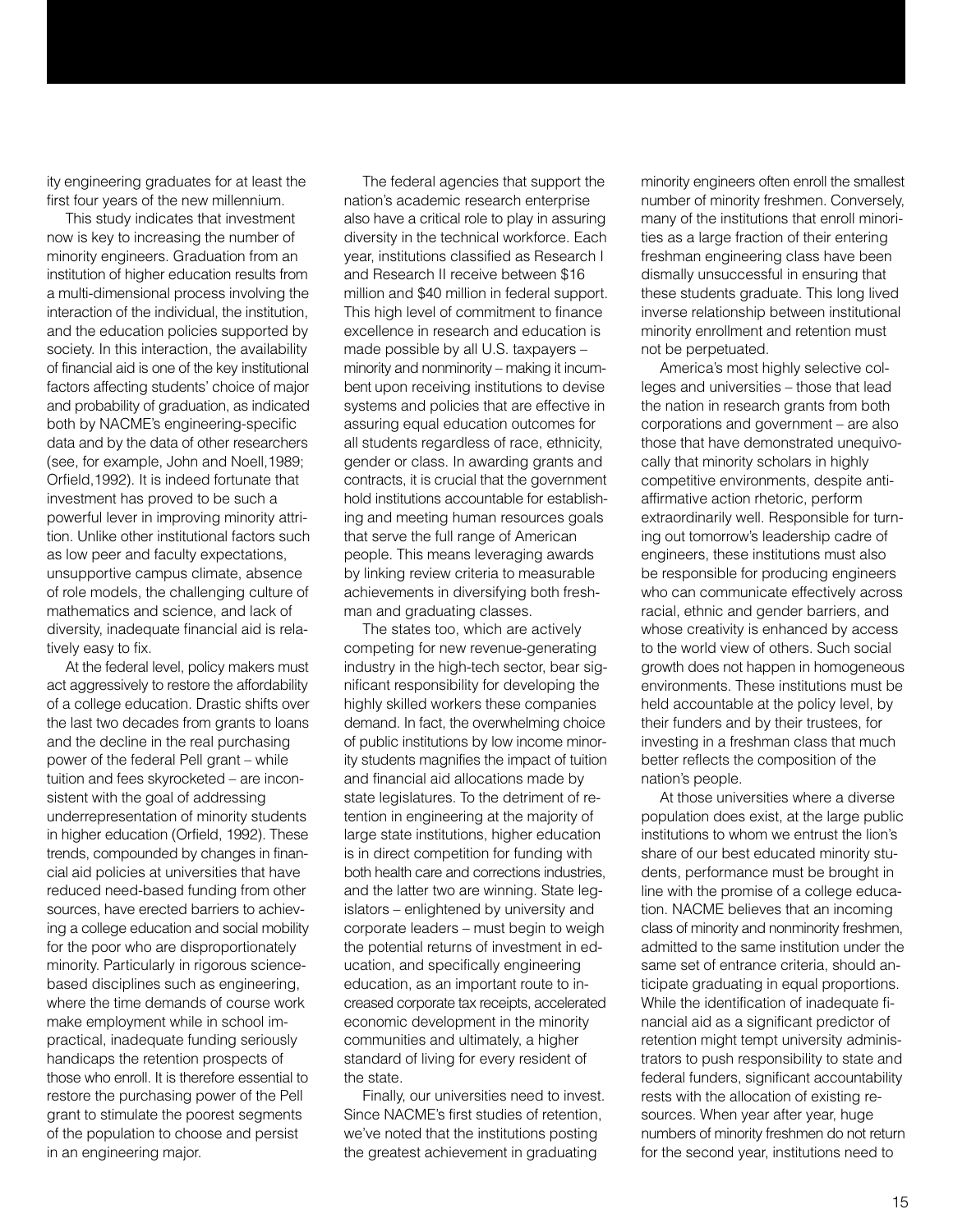ity engineering graduates for at least the first four years of the new millennium.

This study indicates that investment now is key to increasing the number of minority engineers. Graduation from an institution of higher education results from a multi-dimensional process involving the interaction of the individual, the institution, and the education policies supported by society. In this interaction, the availability of financial aid is one of the key institutional factors affecting students' choice of major and probability of graduation, as indicated both by NACME's engineering-specific data and by the data of other researchers (see, for example, John and Noell,1989; Orfield,1992). It is indeed fortunate that investment has proved to be such a powerful lever in improving minority attrition. Unlike other institutional factors such as low peer and faculty expectations, unsupportive campus climate, absence of role models, the challenging culture of mathematics and science, and lack of diversity, inadequate financial aid is relatively easy to fix.

At the federal level, policy makers must act aggressively to restore the affordability of a college education. Drastic shifts over the last two decades from grants to loans and the decline in the real purchasing power of the federal Pell grant – while tuition and fees skyrocketed – are inconsistent with the goal of addressing underrepresentation of minority students in higher education (Orfield, 1992). These trends, compounded by changes in financial aid policies at universities that have reduced need-based funding from other sources, have erected barriers to achieving a college education and social mobility for the poor who are disproportionately minority. Particularly in rigorous science-based disciplines such as engineering, where the time demands of course work make employment while in school impractical, inadequate funding seriously handicaps the retention prospects of those who enroll. It is therefore essential to restore the purchasing power of the Pell grant to stimulate the poorest segments of the population to choose and persist in an engineering major.

The federal agencies that support the nation's academic research enterprise also have a critical role to play in assuring diversity in the technical workforce. Each year, institutions classified as Research I and Research II receive between $16 million and $40 million in federal support. This high level of commitment to finance excellence in research and education is made possible by all U.S. taxpayers – minority and nonminority – making it incumbent upon receiving institutions to devise systems and policies that are effective in assuring equal education outcomes for all students regardless of race, ethnicity, gender or class. In awarding grants and contracts, it is crucial that the government hold institutions accountable for establishing and meeting human resources goals that serve the full range of American people. This means leveraging awards by linking review criteria to measurable achievements in diversifying both freshman and graduating classes.

The states too, which are actively competing for new revenue-generating industry in the high-tech sector, bear significant responsibility for developing the highly skilled workers these companies demand. In fact, the overwhelming choice of public institutions by low income minority students magnifies the impact of tuition and financial aid allocations made by state legislatures. To the detriment of retention in engineering at the majority of large state institutions, higher education is in direct competition for funding with both health care and corrections industries, and the latter two are winning. State legislators – enlightened by university and corporate leaders – must begin to weigh the potential returns of investment in education, and specifically engineering education, as an important route to increased corporate tax receipts, accelerated economic development in the minority communities and ultimately, a higher standard of living for every resident of the state.

Finally, our universities need to invest. Since NACME's first studies of retention, we've noted that the institutions posting the greatest achievement in graduating minority engineers often enroll the smallest number of minority freshmen. Conversely, many of the institutions that enroll minorities as a large fraction of their entering freshman engineering class have been dismally unsuccessful in ensuring that these students graduate. This long lived inverse relationship between institutional minority enrollment and retention must not be perpetuated.

America's most highly selective colleges and universities – those that lead the nation in research grants from both corporations and government – are also those that have demonstrated unequivocally that minority scholars in highly competitive environments, despite anti-affirmative action rhetoric, perform extraordinarily well. Responsible for turning out tomorrow's leadership cadre of engineers, these institutions must also be responsible for producing engineers who can communicate effectively across racial, ethnic and gender barriers, and whose creativity is enhanced by access to the world view of others. Such social growth does not happen in homogeneous environments. These institutions must be held accountable at the policy level, by their funders and by their trustees, for investing in a freshman class that much better reflects the composition of the nation's people.

At those universities where a diverse population does exist, at the large public institutions to whom we entrust the lion's share of our best educated minority students, performance must be brought in line with the promise of a college education. NACME believes that an incoming class of minority and nonminority freshmen, admitted to the same institution under the same set of entrance criteria, should anticipate graduating in equal proportions. While the identification of inadequate financial aid as a significant predictor of retention might tempt university administrators to push responsibility to state and federal funders, significant accountability rests with the allocation of existing resources. When year after year, huge numbers of minority freshmen do not return for the second year, institutions need to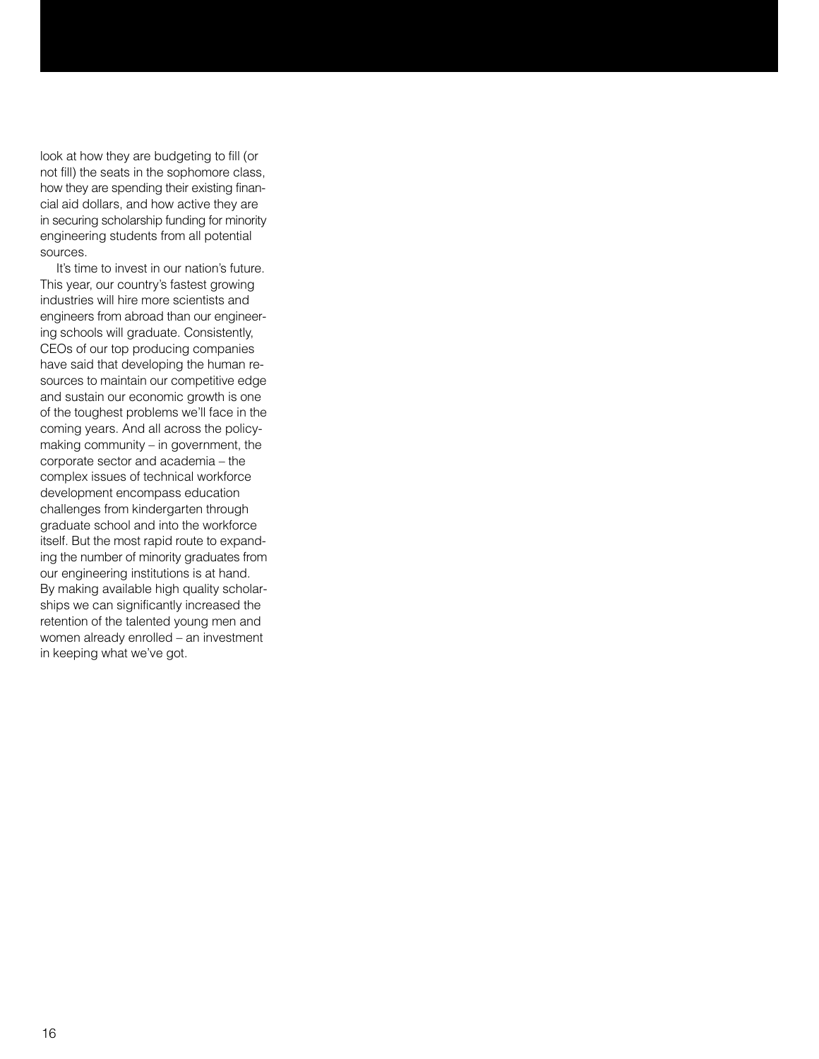look at how they are budgeting to fill (or not fill) the seats in the sophomore class, how they are spending their existing financial aid dollars, and how active they are in securing scholarship funding for minority engineering students from all potential sources.

It's time to invest in our nation's future. This year, our country's fastest growing industries will hire more scientists and engineers from abroad than our engineering schools will graduate. Consistently, CEOs of our top producing companies have said that developing the human resources to maintain our competitive edge and sustain our economic growth is one of the toughest problems we'll face in the coming years. And all across the policymaking community – in government, the corporate sector and academia – the complex issues of technical workforce development encompass education challenges from kindergarten through graduate school and into the workforce itself. But the most rapid route to expanding the number of minority graduates from our engineering institutions is at hand. By making available high quality scholarships we can significantly increased the retention of the talented young men and women already enrolled – an investment in keeping what we've got.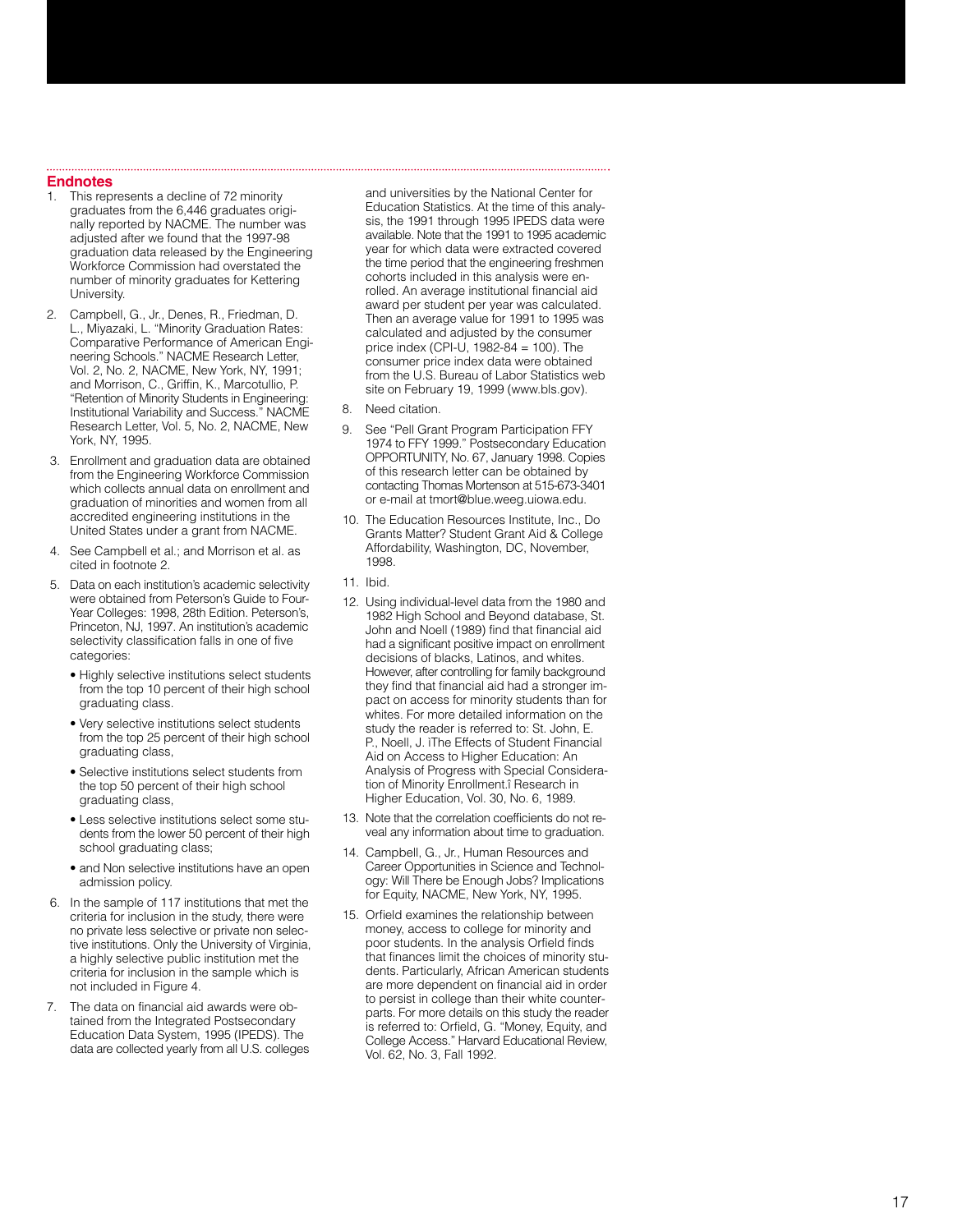## Endnotes

1. This represents a decline of 72 minority graduates from the 6,446 graduates originally reported by NACME. The number was adjusted after we found that the 1997-98 graduation data released by the Engineering Workforce Commission had overstated the number of minority graduates for Kettering University.

2. Campbell, G., Jr., Denes, R., Friedman, D. L., Miyazaki, L. "Minority Graduation Rates: Comparative Performance of American Engineering Schools." NACME Research Letter, Vol. 2, No. 2, NACME, New York, NY, 1991; and Morrison, C., Griffin, K., Marcotullio, P. "Retention of Minority Students in Engineering: Institutional Variability and Success." NACME Research Letter, Vol. 5, No. 2, NACME, New York, NY, 1995.

3. Enrollment and graduation data are obtained from the Engineering Workforce Commission which collects annual data on enrollment and graduation of minorities and women from all accredited engineering institutions in the United States under a grant from NACME.

4. See Campbell et al.; and Morrison et al. as cited in footnote 2.

5. Data on each institution's academic selectivity were obtained from Peterson's Guide to Four-Year Colleges: 1998, 28th Edition. Peterson's, Princeton, NJ, 1997. An institution's academic selectivity classification falls in one of five categories:
   - Highly selective institutions select students from the top 10 percent of their high school graduating class.
   - Very selective institutions select students from the top 25 percent of their high school graduating class,
   - Selective institutions select students from the top 50 percent of their high school graduating class,
   - Less selective institutions select some students from the lower 50 percent of their high school graduating class;
   - and Non selective institutions have an open admission policy.

6. In the sample of 117 institutions that met the criteria for inclusion in the study, there were no private less selective or private non selective institutions. Only the University of Virginia, a highly selective public institution met the criteria for inclusion in the sample which is not included in Figure 4.

7. The data on financial aid awards were obtained from the Integrated Postsecondary Education Data System, 1995 (IPEDS). The data are collected yearly from all U.S. colleges and universities by the National Center for Education Statistics. At the time of this analysis, the 1991 through 1995 IPEDS data were available. Note that the 1991 to 1995 academic year for which data were extracted covered the time period that the engineering freshmen cohorts included in this analysis were enrolled. An average institutional financial aid award per student per year was calculated. Then an average value for 1991 to 1995 was calculated and adjusted by the consumer price index (CPI-U, 1982-84 = 100). The consumer price index data were obtained from the U.S. Bureau of Labor Statistics web site on February 19, 1999 (www.bls.gov).

8. Need citation.

9. See "Pell Grant Program Participation FFY 1974 to FFY 1999." Postsecondary Education OPPORTUNITY, No. 67, January 1998. Copies of this research letter can be obtained by contacting Thomas Mortenson at 515-673-3401 or e-mail at tmort@blue.weeg.uiowa.edu.

10. The Education Resources Institute, Inc., Do Grants Matter? Student Grant Aid & College Affordability, Washington, DC, November, 1998.

11. Ibid.

12. Using individual-level data from the 1980 and 1982 High School and Beyond database, St. John and Noell (1989) find that financial aid had a significant positive impact on enrollment decisions of blacks, Latinos, and whites. However, after controlling for family background they find that financial aid had a stronger impact on access for minority students than for whites. For more detailed information on the study the reader is referred to: St. John, E. P., Noell, J. ìThe Effects of Student Financial Aid on Access to Higher Education: An Analysis of Progress with Special Consideration of Minority Enrollment.î Research in Higher Education, Vol. 30, No. 6, 1989.

13. Note that the correlation coefficients do not reveal any information about time to graduation.

14. Campbell, G., Jr., Human Resources and Career Opportunities in Science and Technology: Will There be Enough Jobs? Implications for Equity, NACME, New York, NY, 1995.

15. Orfield examines the relationship between money, access to college for minority and poor students. In the analysis Orfield finds that finances limit the choices of minority students. Particularly, African American students are more dependent on financial aid in order to persist in college than their white counterparts. For more details on this study the reader is referred to: Orfield, G. "Money, Equity, and College Access." Harvard Educational Review, Vol. 62, No. 3, Fall 1992.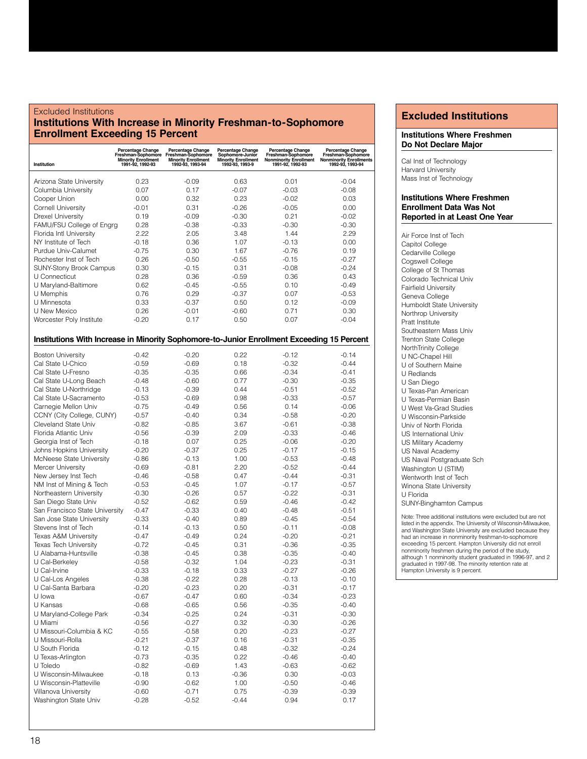## Excluded Institutions

### Institutions With Increase in Minority Freshman-to-Sophomore Enrollment Exceeding 15 Percent

| Institution | Percentage Change Freshman-Sophomore Minority Enrollment 1991-92, 1992-93 | Percentage Change Freshman-Sophomore Minority Enrollment 1992-93, 1993-94 | Percentage Change Sophomore-Junior Minority Enrollment 1992-93, 1993-9 | Percentage Change Freshman-Sophomore Nonminority Enrollment 1991-92, 1992-93 | Percentage Change Freshman-Sophomore Nonminority Enrollments 1992-93, 1993-94 |
|---|---|---|---|---|---|
| Arizona State University | 0.23 | -0.09 | 0.63 | 0.01 | -0.04 |
| Columbia University | 0.07 | 0.17 | -0.07 | -0.03 | -0.08 |
| Cooper Union | 0.00 | 0.32 | 0.23 | -0.02 | 0.03 |
| Cornell University | -0.01 | 0.31 | -0.26 | -0.05 | 0.00 |
| Drexel University | 0.19 | -0.09 | -0.30 | 0.21 | -0.02 |
| FAMU/FSU College of Engrg | 0.28 | -0.38 | -0.33 | -0.30 | -0.30 |
| Florida Intl University | 2.22 | 2.05 | 3.48 | 1.44 | 2.29 |
| NY Institute of Tech | -0.18 | 0.36 | 1.07 | -0.13 | 0.00 |
| Purdue Univ-Calumet | -0.75 | 0.30 | 1.67 | -0.76 | 0.19 |
| Rochester Inst of Tech | 0.26 | -0.50 | -0.55 | -0.15 | -0.27 |
| SUNY-Stony Brook Campus | 0.30 | -0.15 | 0.31 | -0.08 | -0.24 |
| U Connecticut | 0.28 | 0.36 | -0.59 | 0.36 | 0.43 |
| U Maryland-Baltimore | 0.62 | -0.45 | -0.55 | 0.10 | -0.49 |
| U Memphis | 0.76 | 0.29 | -0.37 | 0.07 | -0.53 |
| U Minnesota | 0.33 | -0.37 | 0.50 | 0.12 | -0.09 |
| U New Mexico | 0.26 | -0.01 | -0.60 | 0.71 | 0.30 |
| Worcester Poly Institute | -0.20 | 0.17 | 0.50 | 0.07 | -0.04 |

### Institutions With Increase in Minority Sophomore-to-Junior Enrollment Exceeding 15 Percent

| Institution | Percentage Change Freshman-Sophomore Minority Enrollment 1991-92, 1992-93 | Percentage Change Freshman-Sophomore Minority Enrollment 1992-93, 1993-94 | Percentage Change Sophomore-Junior Minority Enrollment 1992-93, 1993-9 | Percentage Change Freshman-Sophomore Nonminority Enrollment 1991-92, 1992-93 | Percentage Change Freshman-Sophomore Nonminority Enrollments 1992-93, 1993-94 |
|---|---|---|---|---|---|
| Boston University | -0.42 | -0.20 | 0.22 | -0.12 | -0.14 |
| Cal State U-Chico | -0.59 | -0.69 | 0.18 | -0.32 | -0.44 |
| Cal State U-Fresno | -0.35 | -0.35 | 0.66 | -0.34 | -0.41 |
| Cal State U-Long Beach | -0.48 | -0.60 | 0.77 | -0.30 | -0.35 |
| Cal State U-Northridge | -0.13 | -0.39 | 0.44 | -0.51 | -0.52 |
| Cal State U-Sacramento | -0.53 | -0.69 | 0.98 | -0.33 | -0.57 |
| Carnegie Mellon Univ | -0.75 | -0.49 | 0.56 | 0.14 | -0.06 |
| CCNY (City College, CUNY) | -0.57 | -0.40 | 0.34 | -0.58 | -0.20 |
| Cleveland State Univ | -0.82 | -0.85 | 3.67 | -0.61 | -0.38 |
| Florida Atlantic Univ | -0.56 | -0.39 | 2.09 | -0.33 | -0.46 |
| Georgia Inst of Tech | -0.18 | 0.07 | 0.25 | -0.06 | -0.20 |
| Johns Hopkins University | -0.20 | -0.37 | 0.25 | -0.17 | -0.15 |
| McNeese State University | -0.86 | -0.13 | 1.00 | -0.53 | -0.48 |
| Mercer University | -0.69 | -0.81 | 2.20 | -0.52 | -0.44 |
| New Jersey Inst Tech | -0.46 | -0.58 | 0.47 | -0.44 | -0.31 |
| NM Inst of Mining & Tech | -0.53 | -0.45 | 1.07 | -0.17 | -0.57 |
| Northeastern University | -0.30 | -0.26 | 0.57 | -0.22 | -0.31 |
| San Diego State Univ | -0.52 | -0.62 | 0.59 | -0.46 | -0.42 |
| San Francisco State University | -0.47 | -0.33 | 0.40 | -0.48 | -0.51 |
| San Jose State University | -0.33 | -0.40 | 0.89 | -0.45 | -0.54 |
| Stevens Inst of Tech | -0.14 | -0.13 | 0.50 | -0.11 | -0.08 |
| Texas A&M University | -0.47 | -0.49 | 0.24 | -0.20 | -0.21 |
| Texas Tech University | -0.72 | -0.45 | 0.31 | -0.36 | -0.35 |
| U Alabama-Huntsville | -0.38 | -0.45 | 0.38 | -0.35 | -0.40 |
| U Cal-Berkeley | -0.58 | -0.32 | 1.04 | -0.23 | -0.31 |
| U Cal-Irvine | -0.33 | -0.18 | 0.33 | -0.27 | -0.26 |
| U Cal-Los Angeles | -0.38 | -0.22 | 0.28 | -0.13 | -0.10 |
| U Cal-Santa Barbara | -0.20 | -0.23 | 0.20 | -0.31 | -0.17 |
| U Iowa | -0.67 | -0.47 | 0.60 | -0.34 | -0.23 |
| U Kansas | -0.68 | -0.65 | 0.56 | -0.35 | -0.40 |
| U Maryland-College Park | -0.34 | -0.25 | 0.24 | -0.31 | -0.30 |
| U Miami | -0.56 | -0.27 | 0.32 | -0.30 | -0.26 |
| U Missouri-Columbia & KC | -0.55 | -0.58 | 0.20 | -0.23 | -0.27 |
| U Missouri-Rolla | -0.21 | -0.37 | 0.16 | -0.31 | -0.35 |
| U South Florida | -0.12 | -0.15 | 0.48 | -0.32 | -0.24 |
| U Texas-Arlington | -0.73 | -0.35 | 0.22 | -0.46 | -0.40 |
| U Toledo | -0.82 | -0.69 | 1.43 | -0.63 | -0.62 |
| U Wisconsin-Milwaukee | -0.18 | 0.13 | -0.36 | 0.30 | -0.03 |
| U Wisconsin-Platteville | -0.90 | -0.62 | 1.00 | -0.50 | -0.46 |
| Villanova University | -0.60 | -0.71 | 0.75 | -0.39 | -0.39 |
| Washington State Univ | -0.28 | -0.52 | -0.44 | 0.94 | 0.17 |

## Excluded Institutions

### Institutions Where Freshmen Do Not Declare Major

Cal Inst of Technology
Harvard University
Mass Inst of Technology

### Institutions Where Freshmen Enrollment Data Was Not Reported in at Least One Year

Air Force Inst of Tech
Capitol College
Cedarville College
Cogswell College
College of St Thomas
Colorado Technical Univ
Fairfield University
Geneva College
Humboldt State University
Northrop University
Pratt Institute
Southeastern Mass Univ
Trenton State College
NorthTrinity College
U NC-Chapel Hill
U of Southern Maine
U Redlands
U San Diego
U Texas-Pan American
U Texas-Permian Basin
U West Va-Grad Studies
U Wisconsin-Parkside
Univ of North Florida
US International Univ
US Military Academy
US Naval Academy
US Naval Postgraduate Sch
Washington U (STIM)
Wentworth Inst of Tech
Winona State University
U Florida
SUNY-Binghamton Campus

Note: Three additional institutions were excluded but are not listed in the appendix. The University of Wisconsin-Milwaukee, and Washington State University are excluded because they had an increase in nonminority freshman-to-sophomore exceeding 15 percent. Hampton University did not enroll nonminority freshmen during the period of the study, although 1 nonminority student graduated in 1996-97, and 2 graduated in 1997-98. The minority retention rate at Hampton University is 9 percent.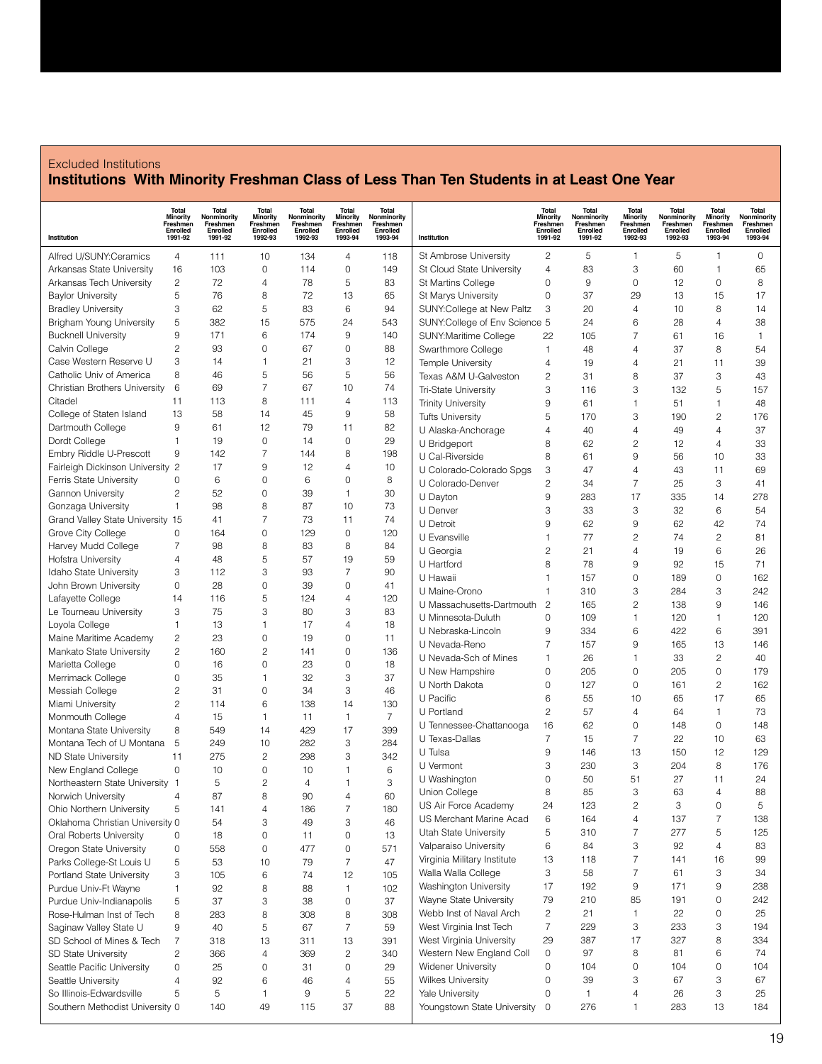Excluded Institutions

## Institutions With Minority Freshman Class of Less Than Ten Students in at Least One Year

| Institution | Total Minority Freshmen Enrolled 1991-92 | Total Nonminority Freshmen Enrolled 1991-92 | Total Minority Freshmen Enrolled 1992-93 | Total Nonminority Freshmen Enrolled 1992-93 | Total Minority Freshmen Enrolled 1993-94 | Total Nonminority Freshmen Enrolled 1993-94 |
|---|---|---|---|---|---|---|
| Alfred U/SUNY:Ceramics | 4 | 111 | 10 | 134 | 4 | 118 |
| Arkansas State University | 16 | 103 | 0 | 114 | 0 | 149 |
| Arkansas Tech University | 2 | 72 | 4 | 78 | 5 | 83 |
| Baylor University | 5 | 76 | 8 | 72 | 13 | 65 |
| Bradley University | 3 | 62 | 5 | 83 | 6 | 94 |
| Brigham Young University | 5 | 382 | 15 | 575 | 24 | 543 |
| Bucknell University | 9 | 171 | 6 | 174 | 9 | 140 |
| Calvin College | 2 | 93 | 0 | 67 | 0 | 88 |
| Case Western Reserve U | 3 | 14 | 1 | 21 | 3 | 12 |
| Catholic Univ of America | 8 | 46 | 5 | 56 | 5 | 56 |
| Christian Brothers University | 6 | 69 | 7 | 67 | 10 | 74 |
| Citadel | 11 | 113 | 8 | 111 | 4 | 113 |
| College of Staten Island | 13 | 58 | 14 | 45 | 9 | 58 |
| Dartmouth College | 9 | 61 | 12 | 79 | 11 | 82 |
| Dordt College | 1 | 19 | 0 | 14 | 0 | 29 |
| Embry Riddle U-Prescott | 9 | 142 | 7 | 144 | 8 | 198 |
| Fairleigh Dickinson University | 2 | 17 | 9 | 12 | 4 | 10 |
| Ferris State University | 0 | 6 | 0 | 6 | 0 | 8 |
| Gannon University | 2 | 52 | 0 | 39 | 1 | 30 |
| Gonzaga University | 1 | 98 | 8 | 87 | 10 | 73 |
| Grand Valley State University | 15 | 41 | 7 | 73 | 11 | 74 |
| Grove City College | 0 | 164 | 0 | 129 | 0 | 120 |
| Harvey Mudd College | 7 | 98 | 8 | 83 | 8 | 84 |
| Hofstra University | 4 | 48 | 5 | 57 | 19 | 59 |
| Idaho State University | 3 | 112 | 3 | 93 | 7 | 90 |
| John Brown University | 0 | 28 | 0 | 39 | 0 | 41 |
| Lafayette College | 14 | 116 | 5 | 124 | 4 | 120 |
| Le Tourneau University | 3 | 75 | 3 | 80 | 3 | 83 |
| Loyola College | 1 | 13 | 1 | 17 | 4 | 18 |
| Maine Maritime Academy | 2 | 23 | 0 | 19 | 0 | 11 |
| Mankato State University | 2 | 160 | 2 | 141 | 0 | 136 |
| Marietta College | 0 | 16 | 0 | 23 | 0 | 18 |
| Merrimack College | 0 | 35 | 1 | 32 | 3 | 37 |
| Messiah College | 2 | 31 | 0 | 34 | 3 | 46 |
| Miami University | 2 | 114 | 6 | 138 | 14 | 130 |
| Monmouth College | 4 | 15 | 1 | 11 | 1 | 7 |
| Montana State University | 8 | 549 | 14 | 429 | 17 | 399 |
| Montana Tech of U Montana | 5 | 249 | 10 | 282 | 3 | 284 |
| ND State University | 11 | 275 | 2 | 298 | 3 | 342 |
| New England College | 0 | 10 | 0 | 10 | 1 | 6 |
| Northeastern State University | 1 | 5 | 2 | 4 | 1 | 3 |
| Norwich University | 4 | 87 | 8 | 90 | 4 | 60 |
| Ohio Northern University | 5 | 141 | 4 | 186 | 7 | 180 |
| Oklahoma Christian University | 0 | 54 | 3 | 49 | 3 | 46 |
| Oral Roberts University | 0 | 18 | 0 | 11 | 0 | 13 |
| Oregon State University | 0 | 558 | 0 | 477 | 0 | 571 |
| Parks College-St Louis U | 5 | 53 | 10 | 79 | 7 | 47 |
| Portland State University | 3 | 105 | 6 | 74 | 12 | 105 |
| Purdue Univ-Ft Wayne | 1 | 92 | 8 | 88 | 1 | 102 |
| Purdue Univ-Indianapolis | 5 | 37 | 3 | 38 | 0 | 37 |
| Rose-Hulman Inst of Tech | 8 | 283 | 8 | 308 | 8 | 308 |
| Saginaw Valley State U | 9 | 40 | 5 | 67 | 7 | 59 |
| SD School of Mines & Tech | 7 | 318 | 13 | 311 | 13 | 391 |
| SD State University | 2 | 366 | 4 | 369 | 2 | 340 |
| Seattle Pacific University | 0 | 25 | 0 | 31 | 0 | 29 |
| Seattle University | 4 | 92 | 6 | 46 | 4 | 55 |
| So Illinois-Edwardsville | 5 | 5 | 1 | 9 | 5 | 22 |
| Southern Methodist University | 0 | 140 | 49 | 115 | 37 | 88 |
| St Ambrose University | 2 | 5 | 1 | 5 | 1 | 0 |
| St Cloud State University | 4 | 83 | 3 | 60 | 1 | 65 |
| St Martins College | 0 | 9 | 0 | 12 | 0 | 8 |
| St Marys University | 0 | 37 | 29 | 13 | 15 | 17 |
| SUNY:College at New Paltz | 3 | 20 | 4 | 10 | 8 | 14 |
| SUNY:College of Env Science | 5 | 24 | 6 | 28 | 4 | 38 |
| SUNY:Maritime College | 22 | 105 | 7 | 61 | 16 | 1 |
| Swarthmore College | 1 | 48 | 4 | 37 | 8 | 54 |
| Temple University | 4 | 19 | 4 | 21 | 11 | 39 |
| Texas A&M U-Galveston | 2 | 31 | 8 | 37 | 3 | 43 |
| Tri-State University | 3 | 116 | 3 | 132 | 5 | 157 |
| Trinity University | 9 | 61 | 1 | 51 | 1 | 48 |
| Tufts University | 5 | 170 | 3 | 190 | 2 | 176 |
| U Alaska-Anchorage | 4 | 40 | 4 | 49 | 4 | 37 |
| U Bridgeport | 8 | 62 | 2 | 12 | 4 | 33 |
| U Cal-Riverside | 8 | 61 | 9 | 56 | 10 | 33 |
| U Colorado-Colorado Spgs | 3 | 47 | 4 | 43 | 11 | 69 |
| U Colorado-Denver | 2 | 34 | 7 | 25 | 3 | 41 |
| U Dayton | 9 | 283 | 17 | 335 | 14 | 278 |
| U Denver | 3 | 33 | 3 | 32 | 6 | 54 |
| U Detroit | 9 | 62 | 9 | 62 | 42 | 74 |
| U Evansville | 1 | 77 | 2 | 74 | 2 | 81 |
| U Georgia | 2 | 21 | 4 | 19 | 6 | 26 |
| U Hartford | 8 | 78 | 9 | 92 | 15 | 71 |
| U Hawaii | 1 | 157 | 0 | 189 | 0 | 162 |
| U Maine-Orono | 1 | 310 | 3 | 284 | 3 | 242 |
| U Massachusetts-Dartmouth | 2 | 165 | 2 | 138 | 9 | 146 |
| U Minnesota-Duluth | 0 | 109 | 1 | 120 | 1 | 120 |
| U Nebraska-Lincoln | 9 | 334 | 6 | 422 | 6 | 391 |
| U Nevada-Reno | 7 | 157 | 9 | 165 | 13 | 146 |
| U Nevada-Sch of Mines | 1 | 26 | 1 | 33 | 2 | 40 |
| U New Hampshire | 0 | 205 | 0 | 205 | 0 | 179 |
| U North Dakota | 0 | 127 | 0 | 161 | 2 | 162 |
| U Pacific | 6 | 55 | 10 | 65 | 17 | 65 |
| U Portland | 2 | 57 | 4 | 64 | 1 | 73 |
| U Tennessee-Chattanooga | 16 | 62 | 0 | 148 | 0 | 148 |
| U Texas-Dallas | 7 | 15 | 7 | 22 | 10 | 63 |
| U Tulsa | 9 | 146 | 13 | 150 | 12 | 129 |
| U Vermont | 3 | 230 | 3 | 204 | 8 | 176 |
| U Washington | 0 | 50 | 51 | 27 | 11 | 24 |
| Union College | 8 | 85 | 3 | 63 | 4 | 88 |
| US Air Force Academy | 24 | 123 | 2 | 3 | 0 | 5 |
| US Merchant Marine Acad | 6 | 164 | 4 | 137 | 7 | 138 |
| Utah State University | 5 | 310 | 7 | 277 | 5 | 125 |
| Valparaiso University | 6 | 84 | 3 | 92 | 4 | 83 |
| Virginia Military Institute | 13 | 118 | 7 | 141 | 16 | 99 |
| Walla Walla College | 3 | 58 | 7 | 61 | 3 | 34 |
| Washington University | 17 | 192 | 9 | 171 | 9 | 238 |
| Wayne State University | 79 | 210 | 85 | 191 | 0 | 242 |
| Webb Inst of Naval Arch | 2 | 21 | 1 | 22 | 0 | 25 |
| West Virginia Inst Tech | 7 | 229 | 3 | 233 | 3 | 194 |
| West Virginia University | 29 | 387 | 17 | 327 | 8 | 334 |
| Western New England Coll | 0 | 97 | 8 | 81 | 6 | 74 |
| Widener University | 0 | 104 | 0 | 104 | 0 | 104 |
| Wilkes University | 0 | 39 | 3 | 67 | 3 | 67 |
| Yale University | 0 | 1 | 4 | 26 | 3 | 25 |
| Youngstown State University | 0 | 276 | 1 | 283 | 13 | 184 |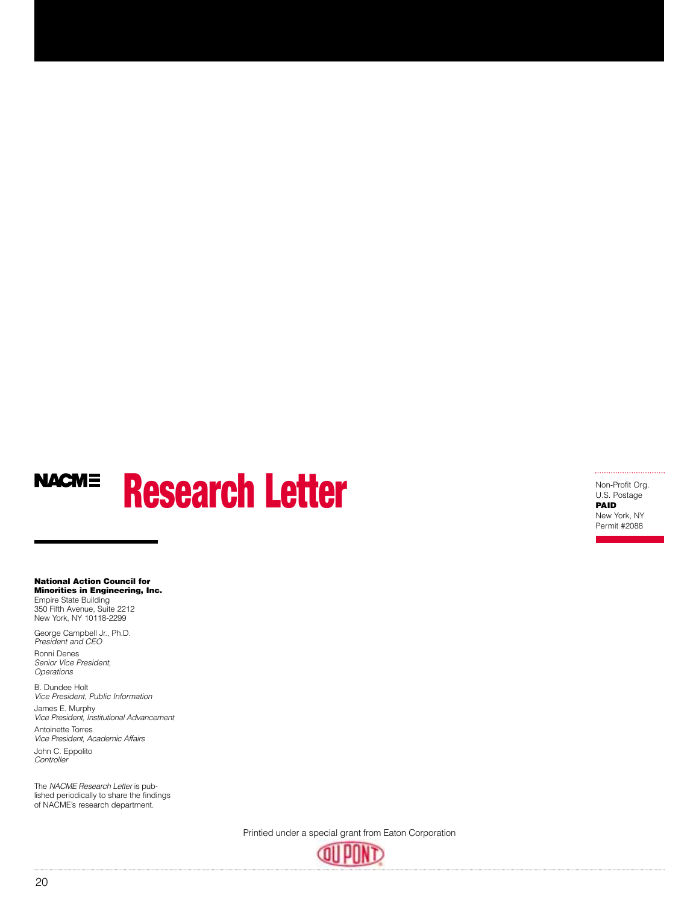# NACME Research Letter

Non-Profit Org.
U.S. Postage
**PAID**
New York, NY
Permit #2088

**National Action Council for Minorities in Engineering, Inc.**
Empire State Building
350 Fifth Avenue, Suite 2212
New York, NY 10118-2299

George Campbell Jr., Ph.D.
*President and CEO*

Ronni Denes
*Senior Vice President, Operations*

B. Dundee Holt
*Vice President, Public Information*

James E. Murphy
*Vice President, Institutional Advancement*

Antoinette Torres
*Vice President, Academic Affairs*

John C. Eppolito
*Controller*

The *NACME Research Letter* is published periodically to share the findings of NACME's research department.

Printied under a special grant from Eaton Corporation

DU PONT